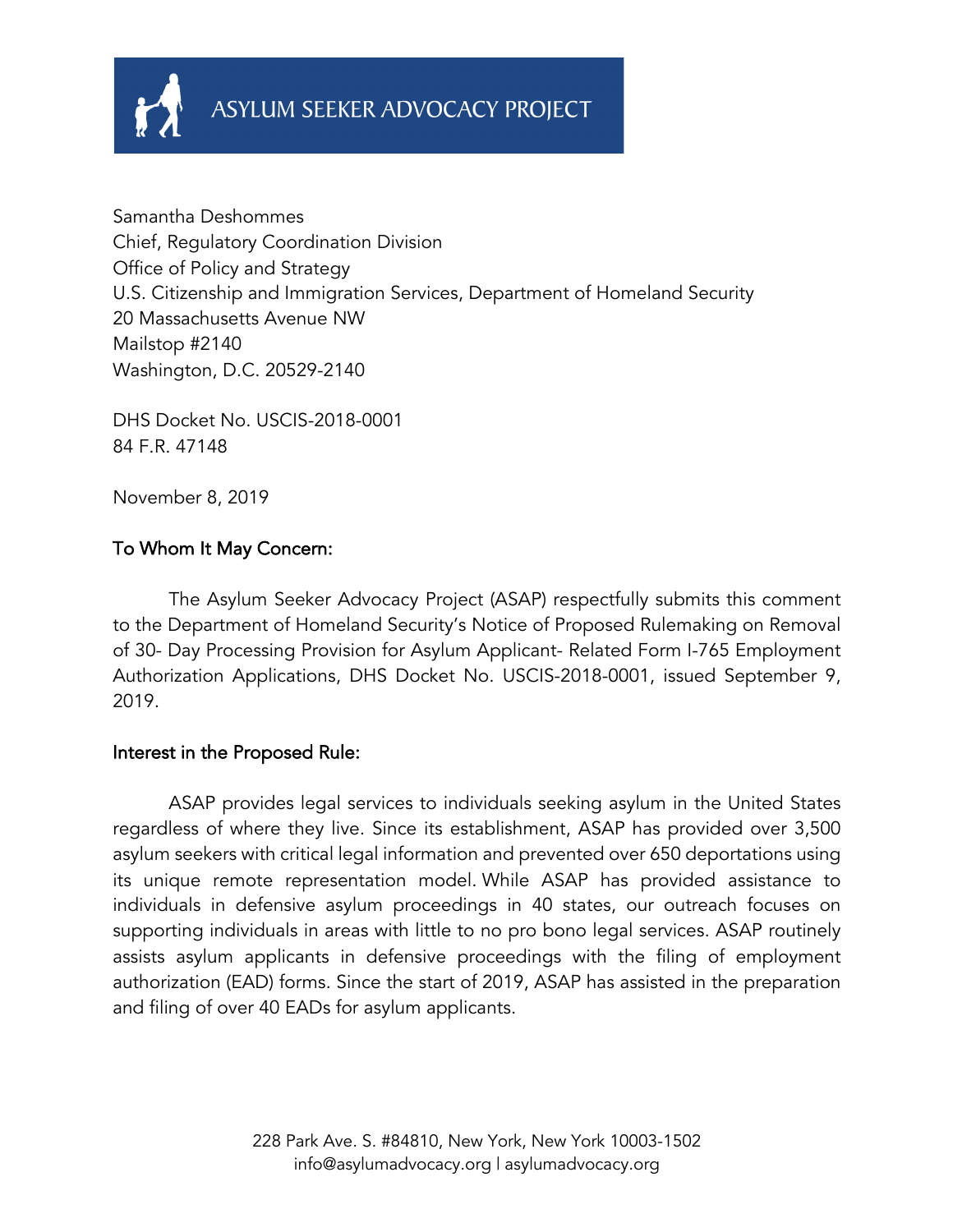ASYLUM SEEKER ADVOCACY PROJECT

Samantha Deshommes
Chief, Regulatory Coordination Division
Office of Policy and Strategy
U.S. Citizenship and Immigration Services, Department of Homeland Security
20 Massachusetts Avenue NW
Mailstop #2140
Washington, D.C. 20529-2140

DHS Docket No. USCIS-2018-0001
84 F.R. 47148

November 8, 2019

To Whom It May Concern:

The Asylum Seeker Advocacy Project (ASAP) respectfully submits this comment to the Department of Homeland Security's Notice of Proposed Rulemaking on Removal of 30- Day Processing Provision for Asylum Applicant- Related Form I-765 Employment Authorization Applications, DHS Docket No. USCIS-2018-0001, issued September 9, 2019.

Interest in the Proposed Rule:

ASAP provides legal services to individuals seeking asylum in the United States regardless of where they live. Since its establishment, ASAP has provided over 3,500 asylum seekers with critical legal information and prevented over 650 deportations using its unique remote representation model. While ASAP has provided assistance to individuals in defensive asylum proceedings in 40 states, our outreach focuses on supporting individuals in areas with little to no pro bono legal services. ASAP routinely assists asylum applicants in defensive proceedings with the filing of employment authorization (EAD) forms. Since the start of 2019, ASAP has assisted in the preparation and filing of over 40 EADs for asylum applicants.

228 Park Ave. S. #84810, New York, New York 10003-1502
info@asylumadvocacy.org | asylumadvocacy.org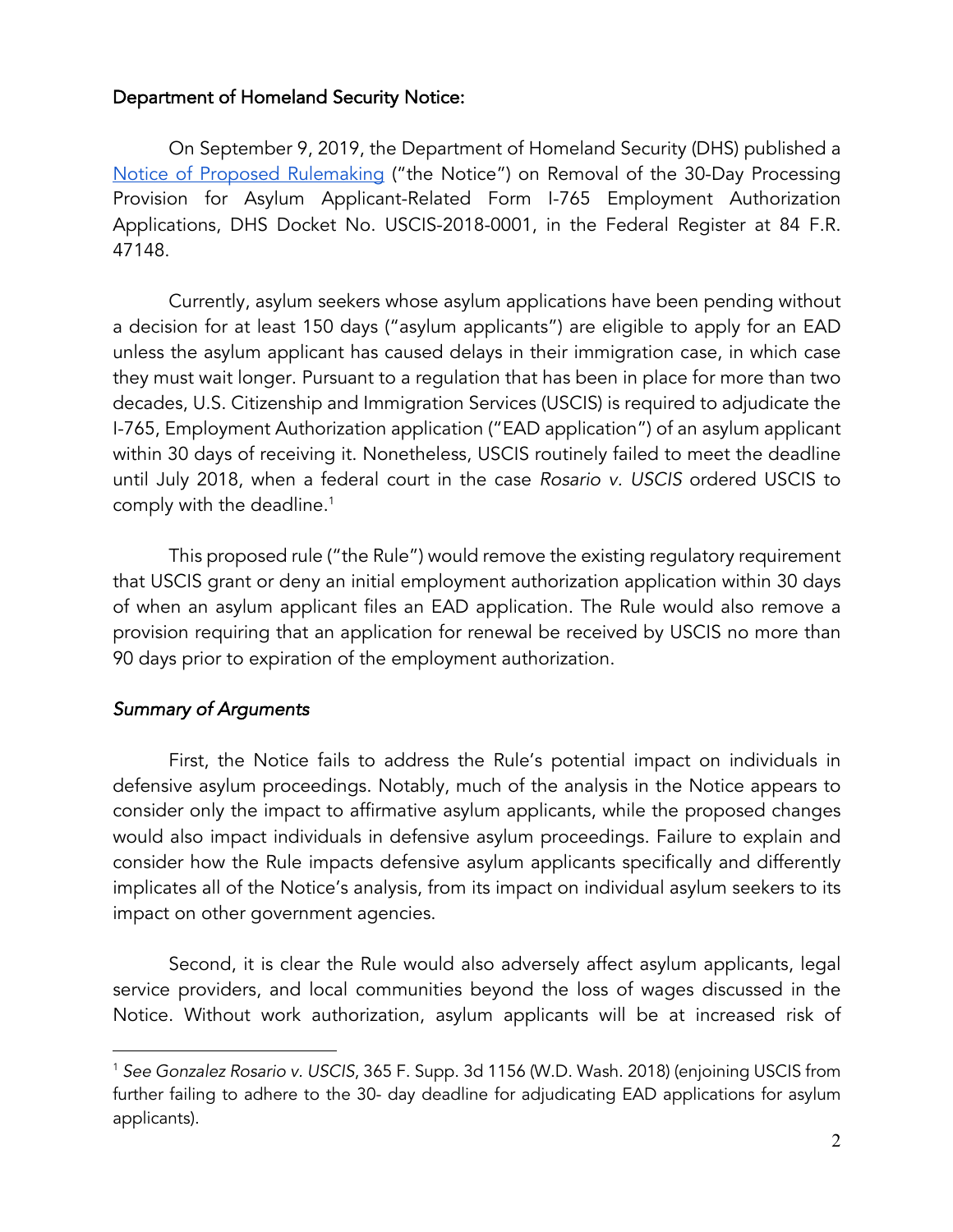Department of Homeland Security Notice:

On September 9, 2019, the Department of Homeland Security (DHS) published a [Notice of Proposed Rulemaking](#) ("the Notice") on Removal of the 30-Day Processing Provision for Asylum Applicant-Related Form I-765 Employment Authorization Applications, DHS Docket No. USCIS-2018-0001, in the Federal Register at 84 F.R. 47148.

Currently, asylum seekers whose asylum applications have been pending without a decision for at least 150 days ("asylum applicants") are eligible to apply for an EAD unless the asylum applicant has caused delays in their immigration case, in which case they must wait longer. Pursuant to a regulation that has been in place for more than two decades, U.S. Citizenship and Immigration Services (USCIS) is required to adjudicate the I-765, Employment Authorization application ("EAD application") of an asylum applicant within 30 days of receiving it. Nonetheless, USCIS routinely failed to meet the deadline until July 2018, when a federal court in the case *Rosario v. USCIS* ordered USCIS to comply with the deadline.[1]

This proposed rule ("the Rule") would remove the existing regulatory requirement that USCIS grant or deny an initial employment authorization application within 30 days of when an asylum applicant files an EAD application. The Rule would also remove a provision requiring that an application for renewal be received by USCIS no more than 90 days prior to expiration of the employment authorization.

*Summary of Arguments*

First, the Notice fails to address the Rule's potential impact on individuals in defensive asylum proceedings. Notably, much of the analysis in the Notice appears to consider only the impact to affirmative asylum applicants, while the proposed changes would also impact individuals in defensive asylum proceedings. Failure to explain and consider how the Rule impacts defensive asylum applicants specifically and differently implicates all of the Notice's analysis, from its impact on individual asylum seekers to its impact on other government agencies.

Second, it is clear the Rule would also adversely affect asylum applicants, legal service providers, and local communities beyond the loss of wages discussed in the Notice. Without work authorization, asylum applicants will be at increased risk of

---

[1] *See Gonzalez Rosario v. USCIS*, 365 F. Supp. 3d 1156 (W.D. Wash. 2018) (enjoining USCIS from further failing to adhere to the 30- day deadline for adjudicating EAD applications for asylum applicants).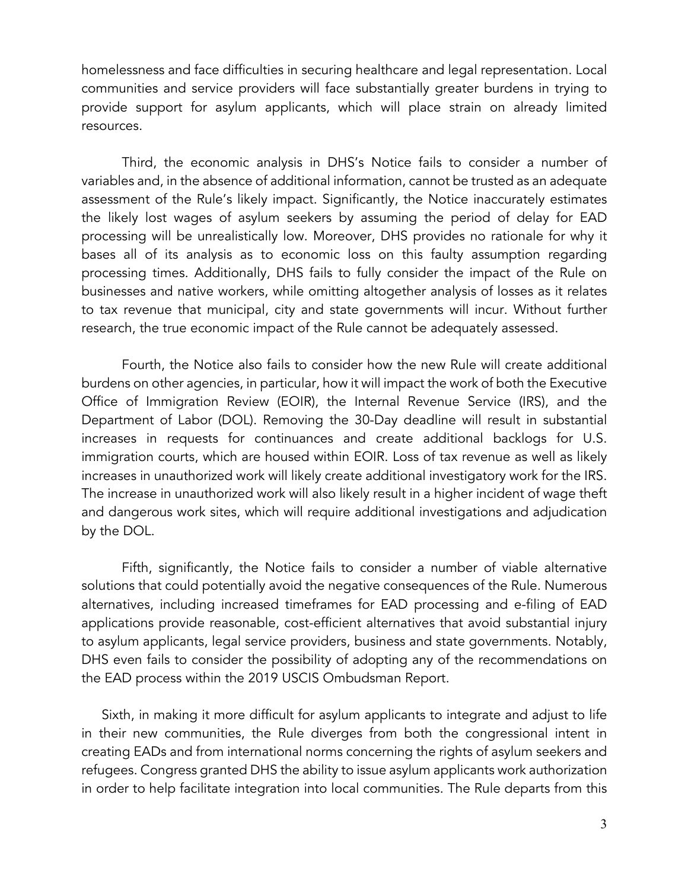homelessness and face difficulties in securing healthcare and legal representation. Local communities and service providers will face substantially greater burdens in trying to provide support for asylum applicants, which will place strain on already limited resources.

Third, the economic analysis in DHS's Notice fails to consider a number of variables and, in the absence of additional information, cannot be trusted as an adequate assessment of the Rule's likely impact. Significantly, the Notice inaccurately estimates the likely lost wages of asylum seekers by assuming the period of delay for EAD processing will be unrealistically low. Moreover, DHS provides no rationale for why it bases all of its analysis as to economic loss on this faulty assumption regarding processing times. Additionally, DHS fails to fully consider the impact of the Rule on businesses and native workers, while omitting altogether analysis of losses as it relates to tax revenue that municipal, city and state governments will incur. Without further research, the true economic impact of the Rule cannot be adequately assessed.

Fourth, the Notice also fails to consider how the new Rule will create additional burdens on other agencies, in particular, how it will impact the work of both the Executive Office of Immigration Review (EOIR), the Internal Revenue Service (IRS), and the Department of Labor (DOL). Removing the 30-Day deadline will result in substantial increases in requests for continuances and create additional backlogs for U.S. immigration courts, which are housed within EOIR. Loss of tax revenue as well as likely increases in unauthorized work will likely create additional investigatory work for the IRS. The increase in unauthorized work will also likely result in a higher incident of wage theft and dangerous work sites, which will require additional investigations and adjudication by the DOL.

Fifth, significantly, the Notice fails to consider a number of viable alternative solutions that could potentially avoid the negative consequences of the Rule. Numerous alternatives, including increased timeframes for EAD processing and e-filing of EAD applications provide reasonable, cost-efficient alternatives that avoid substantial injury to asylum applicants, legal service providers, business and state governments. Notably, DHS even fails to consider the possibility of adopting any of the recommendations on the EAD process within the 2019 USCIS Ombudsman Report.

Sixth, in making it more difficult for asylum applicants to integrate and adjust to life in their new communities, the Rule diverges from both the congressional intent in creating EADs and from international norms concerning the rights of asylum seekers and refugees. Congress granted DHS the ability to issue asylum applicants work authorization in order to help facilitate integration into local communities. The Rule departs from this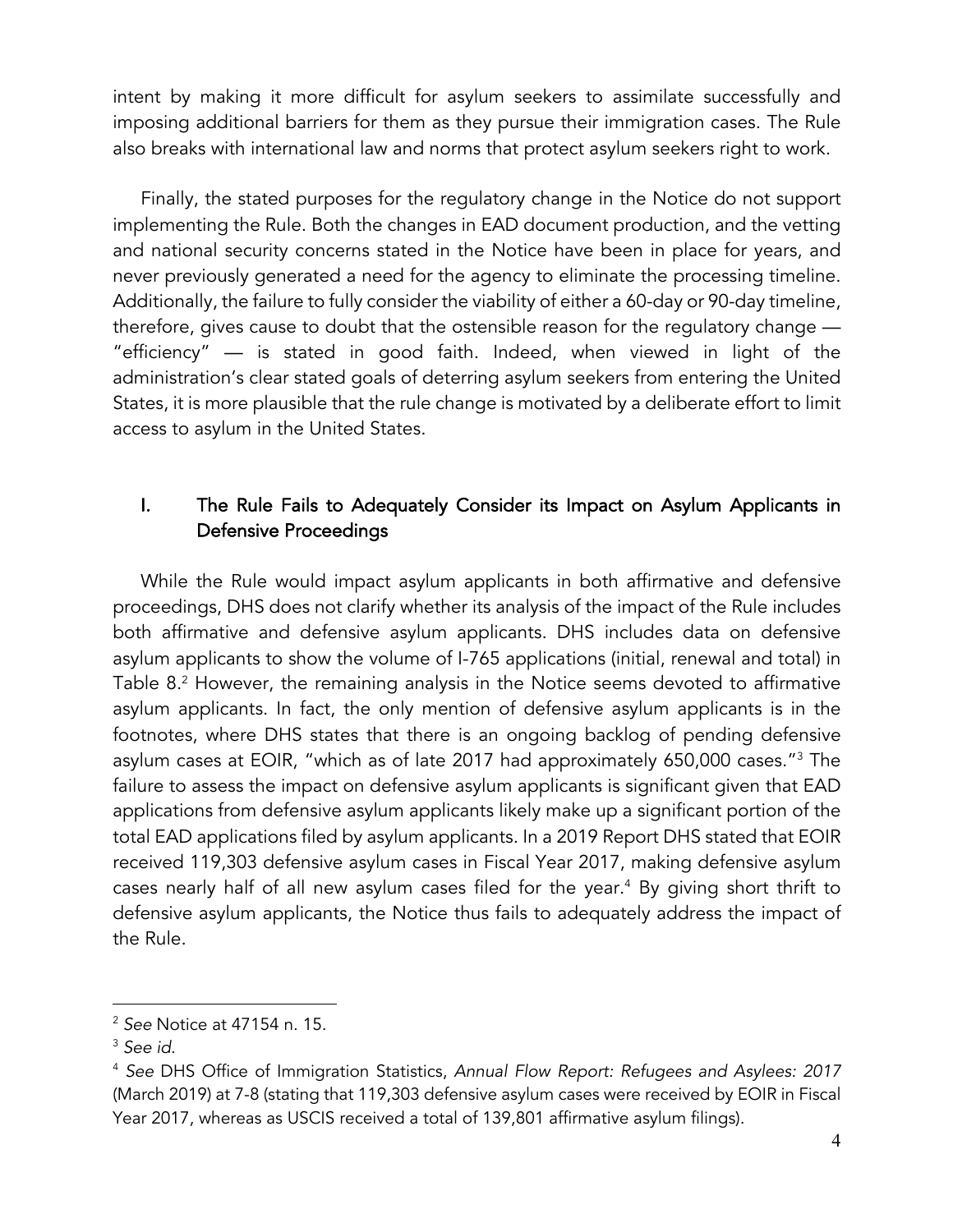intent by making it more difficult for asylum seekers to assimilate successfully and imposing additional barriers for them as they pursue their immigration cases. The Rule also breaks with international law and norms that protect asylum seekers right to work.

Finally, the stated purposes for the regulatory change in the Notice do not support implementing the Rule. Both the changes in EAD document production, and the vetting and national security concerns stated in the Notice have been in place for years, and never previously generated a need for the agency to eliminate the processing timeline. Additionally, the failure to fully consider the viability of either a 60-day or 90-day timeline, therefore, gives cause to doubt that the ostensible reason for the regulatory change — "efficiency" — is stated in good faith. Indeed, when viewed in light of the administration's clear stated goals of deterring asylum seekers from entering the United States, it is more plausible that the rule change is motivated by a deliberate effort to limit access to asylum in the United States.

## I. The Rule Fails to Adequately Consider its Impact on Asylum Applicants in Defensive Proceedings

While the Rule would impact asylum applicants in both affirmative and defensive proceedings, DHS does not clarify whether its analysis of the impact of the Rule includes both affirmative and defensive asylum applicants. DHS includes data on defensive asylum applicants to show the volume of I-765 applications (initial, renewal and total) in Table 8.[2] However, the remaining analysis in the Notice seems devoted to affirmative asylum applicants. In fact, the only mention of defensive asylum applicants is in the footnotes, where DHS states that there is an ongoing backlog of pending defensive asylum cases at EOIR, "which as of late 2017 had approximately 650,000 cases."[3] The failure to assess the impact on defensive asylum applicants is significant given that EAD applications from defensive asylum applicants likely make up a significant portion of the total EAD applications filed by asylum applicants. In a 2019 Report DHS stated that EOIR received 119,303 defensive asylum cases in Fiscal Year 2017, making defensive asylum cases nearly half of all new asylum cases filed for the year.[4] By giving short thrift to defensive asylum applicants, the Notice thus fails to adequately address the impact of the Rule.

---

[2] *See* Notice at 47154 n. 15.

[3] *See id.*

[4] *See* DHS Office of Immigration Statistics, *Annual Flow Report: Refugees and Asylees: 2017* (March 2019) at 7-8 (stating that 119,303 defensive asylum cases were received by EOIR in Fiscal Year 2017, whereas as USCIS received a total of 139,801 affirmative asylum filings).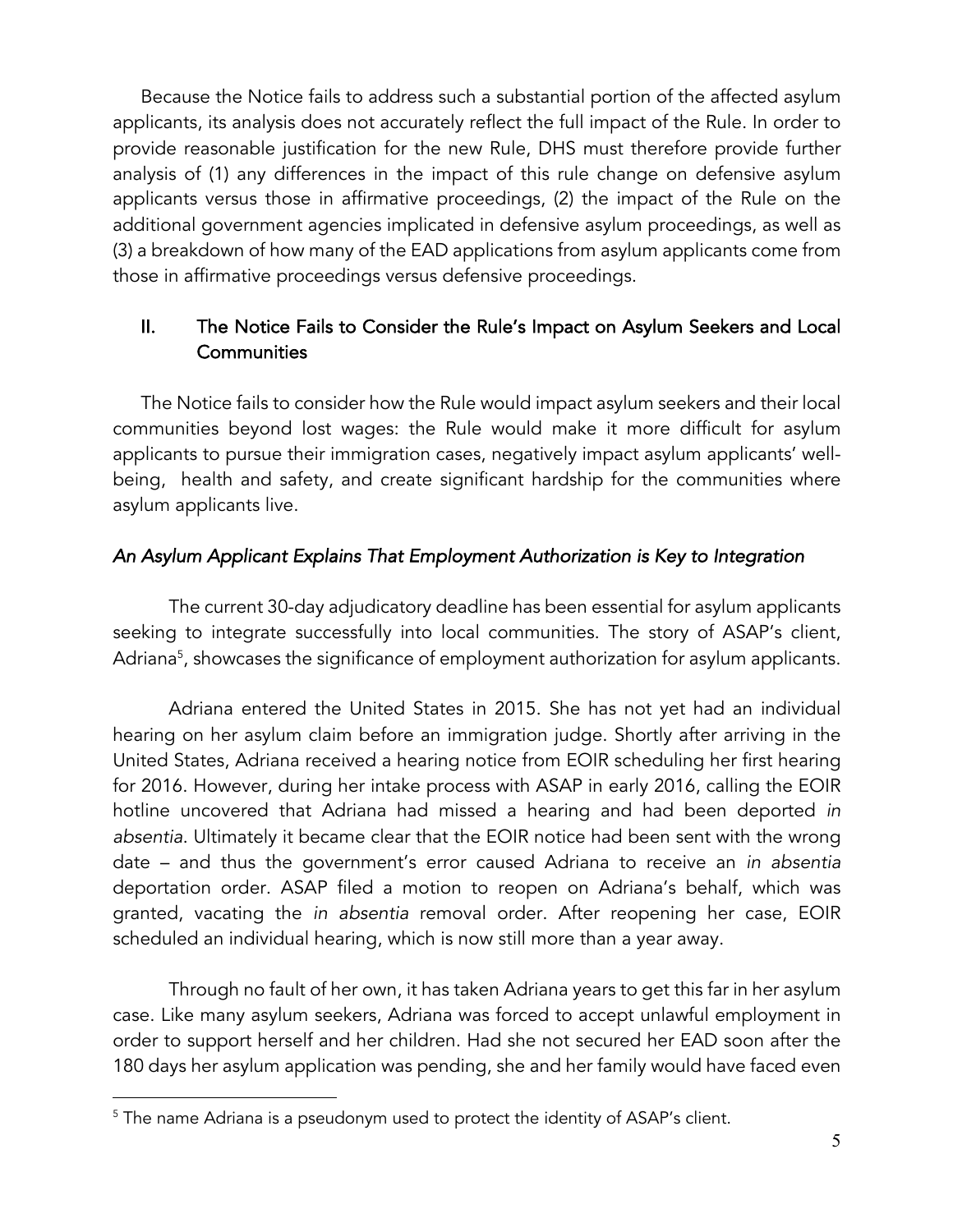Because the Notice fails to address such a substantial portion of the affected asylum applicants, its analysis does not accurately reflect the full impact of the Rule. In order to provide reasonable justification for the new Rule, DHS must therefore provide further analysis of (1) any differences in the impact of this rule change on defensive asylum applicants versus those in affirmative proceedings, (2) the impact of the Rule on the additional government agencies implicated in defensive asylum proceedings, as well as (3) a breakdown of how many of the EAD applications from asylum applicants come from those in affirmative proceedings versus defensive proceedings.

## II. The Notice Fails to Consider the Rule's Impact on Asylum Seekers and Local Communities

The Notice fails to consider how the Rule would impact asylum seekers and their local communities beyond lost wages: the Rule would make it more difficult for asylum applicants to pursue their immigration cases, negatively impact asylum applicants' well-being, health and safety, and create significant hardship for the communities where asylum applicants live.

### *An Asylum Applicant Explains That Employment Authorization is Key to Integration*

The current 30-day adjudicatory deadline has been essential for asylum applicants seeking to integrate successfully into local communities. The story of ASAP's client, Adriana[5], showcases the significance of employment authorization for asylum applicants.

Adriana entered the United States in 2015. She has not yet had an individual hearing on her asylum claim before an immigration judge. Shortly after arriving in the United States, Adriana received a hearing notice from EOIR scheduling her first hearing for 2016. However, during her intake process with ASAP in early 2016, calling the EOIR hotline uncovered that Adriana had missed a hearing and had been deported *in absentia*. Ultimately it became clear that the EOIR notice had been sent with the wrong date – and thus the government's error caused Adriana to receive an *in absentia* deportation order. ASAP filed a motion to reopen on Adriana's behalf, which was granted, vacating the *in absentia* removal order. After reopening her case, EOIR scheduled an individual hearing, which is now still more than a year away.

Through no fault of her own, it has taken Adriana years to get this far in her asylum case. Like many asylum seekers, Adriana was forced to accept unlawful employment in order to support herself and her children. Had she not secured her EAD soon after the 180 days her asylum application was pending, she and her family would have faced even

[5] The name Adriana is a pseudonym used to protect the identity of ASAP's client.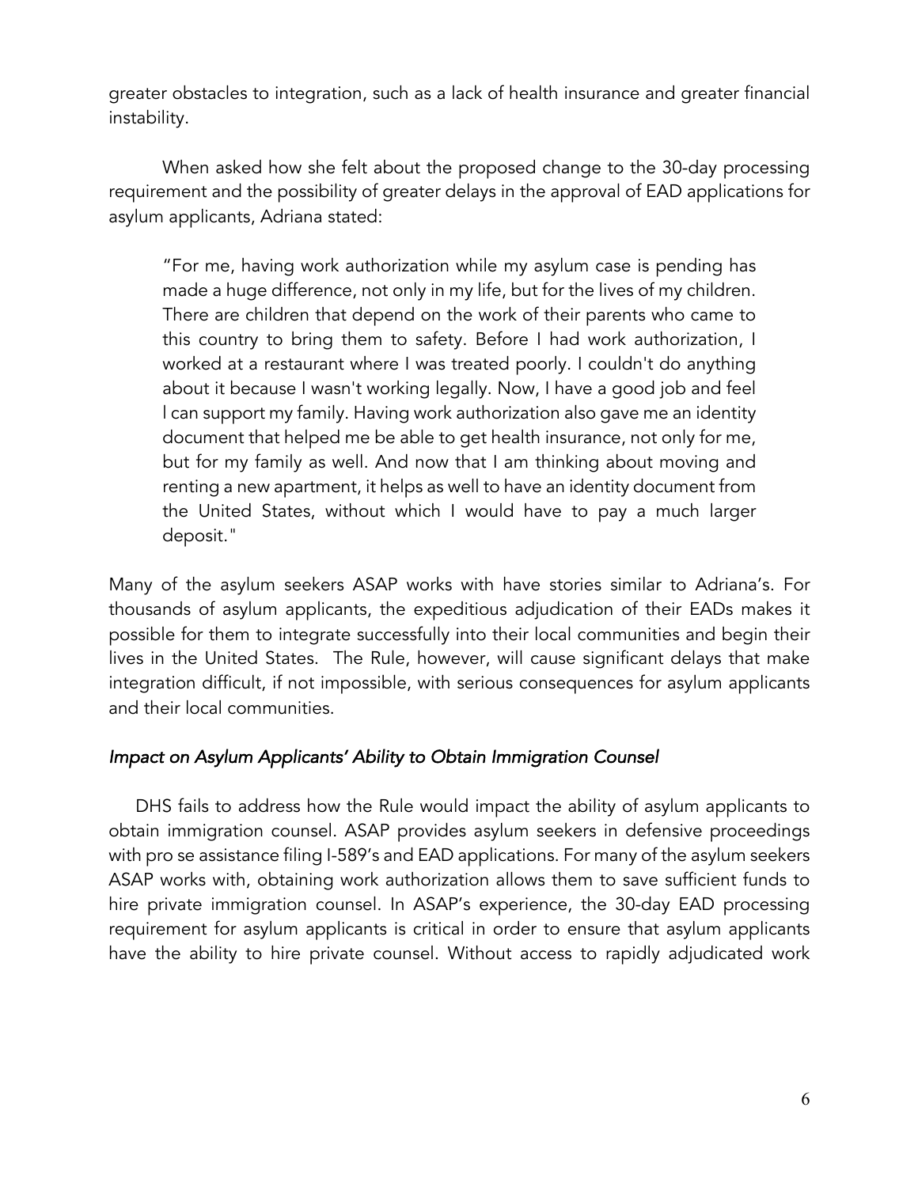greater obstacles to integration, such as a lack of health insurance and greater financial instability.

When asked how she felt about the proposed change to the 30-day processing requirement and the possibility of greater delays in the approval of EAD applications for asylum applicants, Adriana stated:

> "For me, having work authorization while my asylum case is pending has made a huge difference, not only in my life, but for the lives of my children. There are children that depend on the work of their parents who came to this country to bring them to safety. Before I had work authorization, I worked at a restaurant where I was treated poorly. I couldn't do anything about it because I wasn't working legally. Now, I have a good job and feel I can support my family. Having work authorization also gave me an identity document that helped me be able to get health insurance, not only for me, but for my family as well. And now that I am thinking about moving and renting a new apartment, it helps as well to have an identity document from the United States, without which I would have to pay a much larger deposit."

Many of the asylum seekers ASAP works with have stories similar to Adriana's. For thousands of asylum applicants, the expeditious adjudication of their EADs makes it possible for them to integrate successfully into their local communities and begin their lives in the United States. The Rule, however, will cause significant delays that make integration difficult, if not impossible, with serious consequences for asylum applicants and their local communities.

*Impact on Asylum Applicants' Ability to Obtain Immigration Counsel*

DHS fails to address how the Rule would impact the ability of asylum applicants to obtain immigration counsel. ASAP provides asylum seekers in defensive proceedings with pro se assistance filing I-589's and EAD applications. For many of the asylum seekers ASAP works with, obtaining work authorization allows them to save sufficient funds to hire private immigration counsel. In ASAP's experience, the 30-day EAD processing requirement for asylum applicants is critical in order to ensure that asylum applicants have the ability to hire private counsel. Without access to rapidly adjudicated work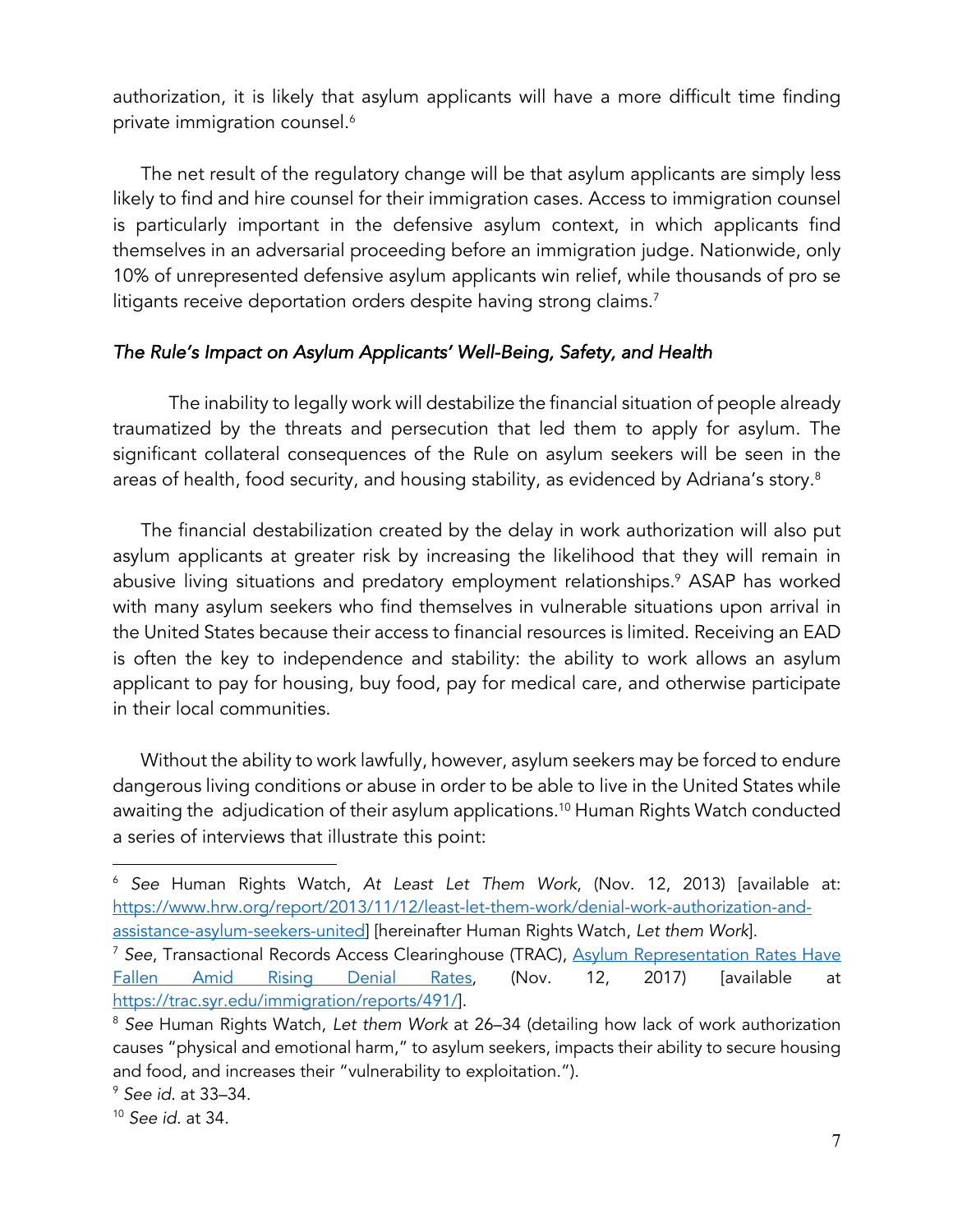authorization, it is likely that asylum applicants will have a more difficult time finding private immigration counsel.[6]

The net result of the regulatory change will be that asylum applicants are simply less likely to find and hire counsel for their immigration cases. Access to immigration counsel is particularly important in the defensive asylum context, in which applicants find themselves in an adversarial proceeding before an immigration judge. Nationwide, only 10% of unrepresented defensive asylum applicants win relief, while thousands of pro se litigants receive deportation orders despite having strong claims.[7]

*The Rule's Impact on Asylum Applicants' Well-Being, Safety, and Health*

The inability to legally work will destabilize the financial situation of people already traumatized by the threats and persecution that led them to apply for asylum. The significant collateral consequences of the Rule on asylum seekers will be seen in the areas of health, food security, and housing stability, as evidenced by Adriana's story.[8]

The financial destabilization created by the delay in work authorization will also put asylum applicants at greater risk by increasing the likelihood that they will remain in abusive living situations and predatory employment relationships.[9] ASAP has worked with many asylum seekers who find themselves in vulnerable situations upon arrival in the United States because their access to financial resources is limited. Receiving an EAD is often the key to independence and stability: the ability to work allows an asylum applicant to pay for housing, buy food, pay for medical care, and otherwise participate in their local communities.

Without the ability to work lawfully, however, asylum seekers may be forced to endure dangerous living conditions or abuse in order to be able to live in the United States while awaiting the adjudication of their asylum applications.[10] Human Rights Watch conducted a series of interviews that illustrate this point:

---

[6] *See* Human Rights Watch, *At Least Let Them Work*, (Nov. 12, 2013) [available at: https://www.hrw.org/report/2013/11/12/least-let-them-work/denial-work-authorization-and-assistance-asylum-seekers-united] [hereinafter Human Rights Watch, *Let them Work*].

[7] *See*, Transactional Records Access Clearinghouse (TRAC), Asylum Representation Rates Have Fallen Amid Rising Denial Rates, (Nov. 12, 2017) [available at https://trac.syr.edu/immigration/reports/491/].

[8] *See* Human Rights Watch, *Let them Work* at 26–34 (detailing how lack of work authorization causes "physical and emotional harm," to asylum seekers, impacts their ability to secure housing and food, and increases their "vulnerability to exploitation.").

[9] *See id.* at 33–34.

[10] *See id.* at 34.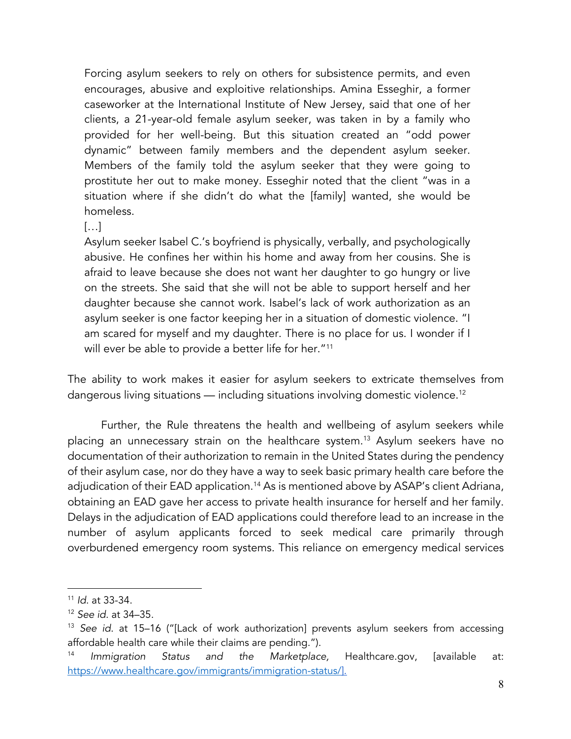> Forcing asylum seekers to rely on others for subsistence permits, and even encourages, abusive and exploitive relationships. Amina Esseghir, a former caseworker at the International Institute of New Jersey, said that one of her clients, a 21-year-old female asylum seeker, was taken in by a family who provided for her well-being. But this situation created an "odd power dynamic" between family members and the dependent asylum seeker. Members of the family told the asylum seeker that they were going to prostitute her out to make money. Esseghir noted that the client "was in a situation where if she didn't do what the [family] wanted, she would be homeless.
>
> […]
>
> Asylum seeker Isabel C.'s boyfriend is physically, verbally, and psychologically abusive. He confines her within his home and away from her cousins. She is afraid to leave because she does not want her daughter to go hungry or live on the streets. She said that she will not be able to support herself and her daughter because she cannot work. Isabel's lack of work authorization as an asylum seeker is one factor keeping her in a situation of domestic violence. "I am scared for myself and my daughter. There is no place for us. I wonder if I will ever be able to provide a better life for her."[11]

The ability to work makes it easier for asylum seekers to extricate themselves from dangerous living situations — including situations involving domestic violence.[12]

Further, the Rule threatens the health and wellbeing of asylum seekers while placing an unnecessary strain on the healthcare system.[13] Asylum seekers have no documentation of their authorization to remain in the United States during the pendency of their asylum case, nor do they have a way to seek basic primary health care before the adjudication of their EAD application.[14] As is mentioned above by ASAP's client Adriana, obtaining an EAD gave her access to private health insurance for herself and her family. Delays in the adjudication of EAD applications could therefore lead to an increase in the number of asylum applicants forced to seek medical care primarily through overburdened emergency room systems. This reliance on emergency medical services

---

[11] *Id.* at 33-34.

[12] *See id.* at 34–35.

[13] *See id.* at 15–16 ("[Lack of work authorization] prevents asylum seekers from accessing affordable health care while their claims are pending.").

[14] *Immigration Status and the Marketplace,* Healthcare.gov, [available at: https://www.healthcare.gov/immigrants/immigration-status/].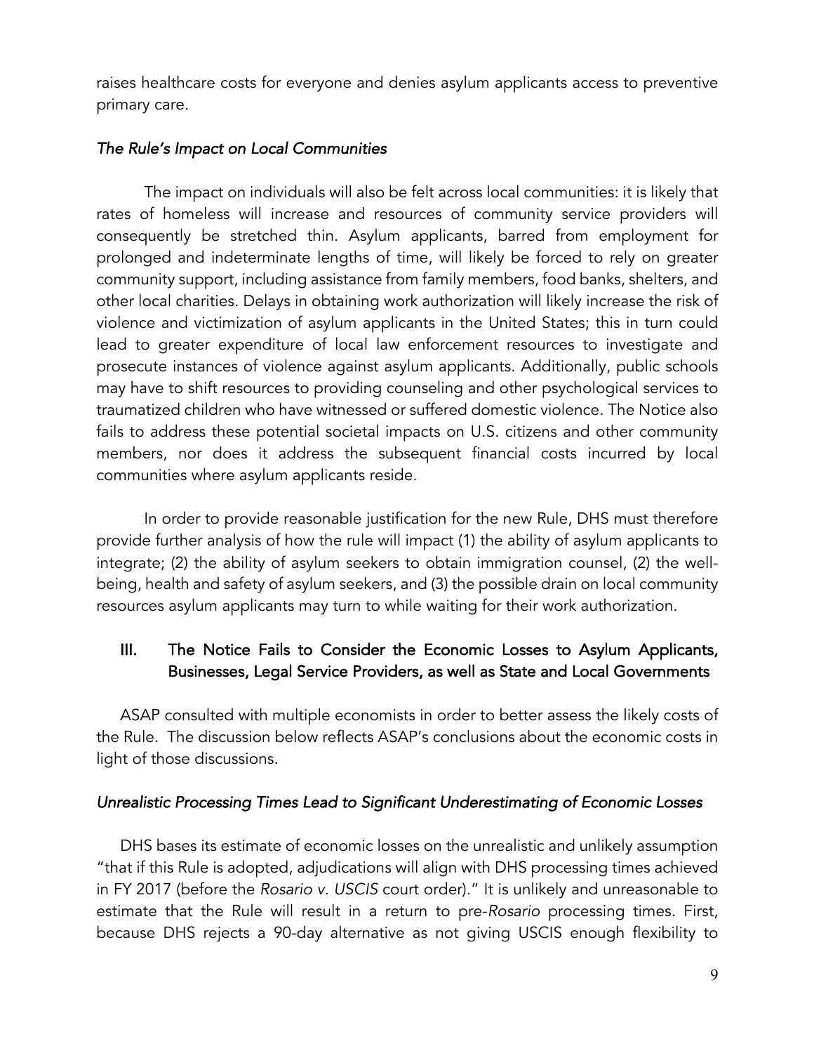raises healthcare costs for everyone and denies asylum applicants access to preventive primary care.

### *The Rule's Impact on Local Communities*

The impact on individuals will also be felt across local communities: it is likely that rates of homeless will increase and resources of community service providers will consequently be stretched thin. Asylum applicants, barred from employment for prolonged and indeterminate lengths of time, will likely be forced to rely on greater community support, including assistance from family members, food banks, shelters, and other local charities. Delays in obtaining work authorization will likely increase the risk of violence and victimization of asylum applicants in the United States; this in turn could lead to greater expenditure of local law enforcement resources to investigate and prosecute instances of violence against asylum applicants. Additionally, public schools may have to shift resources to providing counseling and other psychological services to traumatized children who have witnessed or suffered domestic violence. The Notice also fails to address these potential societal impacts on U.S. citizens and other community members, nor does it address the subsequent financial costs incurred by local communities where asylum applicants reside.

In order to provide reasonable justification for the new Rule, DHS must therefore provide further analysis of how the rule will impact (1) the ability of asylum applicants to integrate; (2) the ability of asylum seekers to obtain immigration counsel, (2) the well-being, health and safety of asylum seekers, and (3) the possible drain on local community resources asylum applicants may turn to while waiting for their work authorization.

## III. The Notice Fails to Consider the Economic Losses to Asylum Applicants, Businesses, Legal Service Providers, as well as State and Local Governments

ASAP consulted with multiple economists in order to better assess the likely costs of the Rule. The discussion below reflects ASAP's conclusions about the economic costs in light of those discussions.

### *Unrealistic Processing Times Lead to Significant Underestimating of Economic Losses*

DHS bases its estimate of economic losses on the unrealistic and unlikely assumption "that if this Rule is adopted, adjudications will align with DHS processing times achieved in FY 2017 (before the *Rosario v. USCIS* court order)." It is unlikely and unreasonable to estimate that the Rule will result in a return to pre-*Rosario* processing times. First, because DHS rejects a 90-day alternative as not giving USCIS enough flexibility to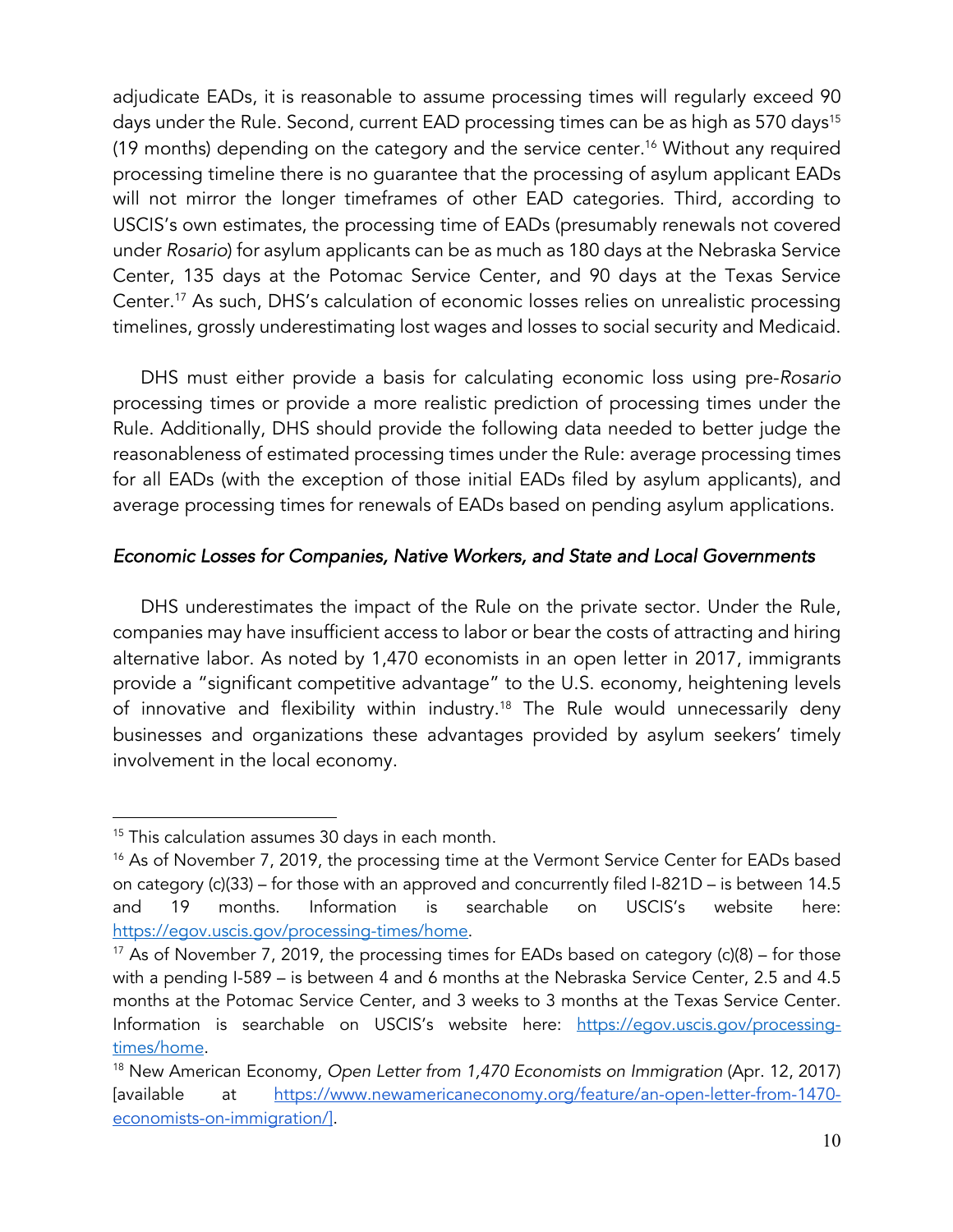adjudicate EADs, it is reasonable to assume processing times will regularly exceed 90 days under the Rule. Second, current EAD processing times can be as high as 570 days[15] (19 months) depending on the category and the service center.[16] Without any required processing timeline there is no guarantee that the processing of asylum applicant EADs will not mirror the longer timeframes of other EAD categories. Third, according to USCIS's own estimates, the processing time of EADs (presumably renewals not covered under *Rosario*) for asylum applicants can be as much as 180 days at the Nebraska Service Center, 135 days at the Potomac Service Center, and 90 days at the Texas Service Center.[17] As such, DHS's calculation of economic losses relies on unrealistic processing timelines, grossly underestimating lost wages and losses to social security and Medicaid.

DHS must either provide a basis for calculating economic loss using pre-*Rosario* processing times or provide a more realistic prediction of processing times under the Rule. Additionally, DHS should provide the following data needed to better judge the reasonableness of estimated processing times under the Rule: average processing times for all EADs (with the exception of those initial EADs filed by asylum applicants), and average processing times for renewals of EADs based on pending asylum applications.

*Economic Losses for Companies, Native Workers, and State and Local Governments*

DHS underestimates the impact of the Rule on the private sector. Under the Rule, companies may have insufficient access to labor or bear the costs of attracting and hiring alternative labor. As noted by 1,470 economists in an open letter in 2017, immigrants provide a "significant competitive advantage" to the U.S. economy, heightening levels of innovative and flexibility within industry.[18] The Rule would unnecessarily deny businesses and organizations these advantages provided by asylum seekers' timely involvement in the local economy.

---

[15] This calculation assumes 30 days in each month.

[16] As of November 7, 2019, the processing time at the Vermont Service Center for EADs based on category (c)(33) – for those with an approved and concurrently filed I-821D – is between 14.5 and 19 months. Information is searchable on USCIS's website here: https://egov.uscis.gov/processing-times/home.

[17] As of November 7, 2019, the processing times for EADs based on category (c)(8) – for those with a pending I-589 – is between 4 and 6 months at the Nebraska Service Center, 2.5 and 4.5 months at the Potomac Service Center, and 3 weeks to 3 months at the Texas Service Center. Information is searchable on USCIS's website here: https://egov.uscis.gov/processing-times/home.

[18] New American Economy, *Open Letter from 1,470 Economists on Immigration* (Apr. 12, 2017) [available at https://www.newamericaneconomy.org/feature/an-open-letter-from-1470-economists-on-immigration/].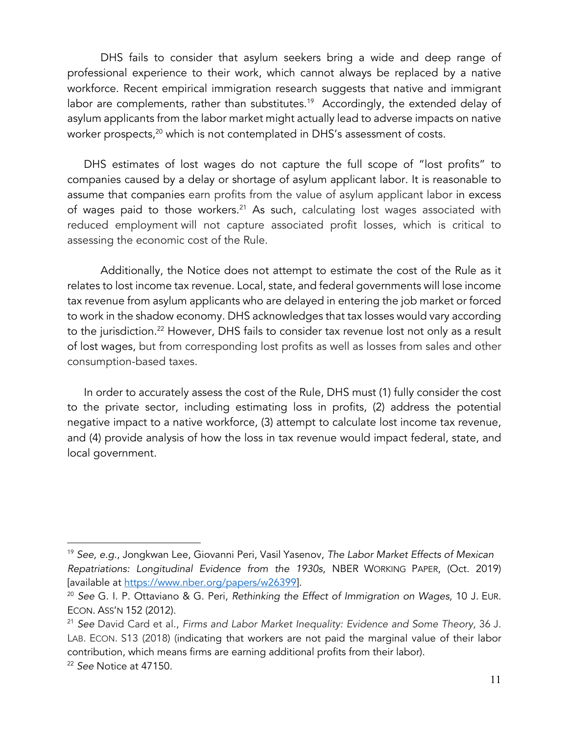DHS fails to consider that asylum seekers bring a wide and deep range of professional experience to their work, which cannot always be replaced by a native workforce. Recent empirical immigration research suggests that native and immigrant labor are complements, rather than substitutes.[19] Accordingly, the extended delay of asylum applicants from the labor market might actually lead to adverse impacts on native worker prospects,[20] which is not contemplated in DHS's assessment of costs.

DHS estimates of lost wages do not capture the full scope of "lost profits" to companies caused by a delay or shortage of asylum applicant labor. It is reasonable to assume that companies earn profits from the value of asylum applicant labor in excess of wages paid to those workers.[21] As such, calculating lost wages associated with reduced employment will not capture associated profit losses, which is critical to assessing the economic cost of the Rule.

Additionally, the Notice does not attempt to estimate the cost of the Rule as it relates to lost income tax revenue. Local, state, and federal governments will lose income tax revenue from asylum applicants who are delayed in entering the job market or forced to work in the shadow economy. DHS acknowledges that tax losses would vary according to the jurisdiction.[22] However, DHS fails to consider tax revenue lost not only as a result of lost wages, but from corresponding lost profits as well as losses from sales and other consumption-based taxes.

In order to accurately assess the cost of the Rule, DHS must (1) fully consider the cost to the private sector, including estimating loss in profits, (2) address the potential negative impact to a native workforce, (3) attempt to calculate lost income tax revenue, and (4) provide analysis of how the loss in tax revenue would impact federal, state, and local government.

---

[19] *See, e.g.*, Jongkwan Lee, Giovanni Peri, Vasil Yasenov, *The Labor Market Effects of Mexican Repatriations: Longitudinal Evidence from the 1930s*, NBER WORKING PAPER, (Oct. 2019) [available at https://www.nber.org/papers/w26399].

[20] *See* G. I. P. Ottaviano & G. Peri, *Rethinking the Effect of Immigration on Wages*, 10 J. EUR. ECON. ASS'N 152 (2012).

[21] *See* David Card et al., *Firms and Labor Market Inequality: Evidence and Some Theory*, 36 J. LAB. ECON. S13 (2018) (indicating that workers are not paid the marginal value of their labor contribution, which means firms are earning additional profits from their labor).

[22] *See* Notice at 47150.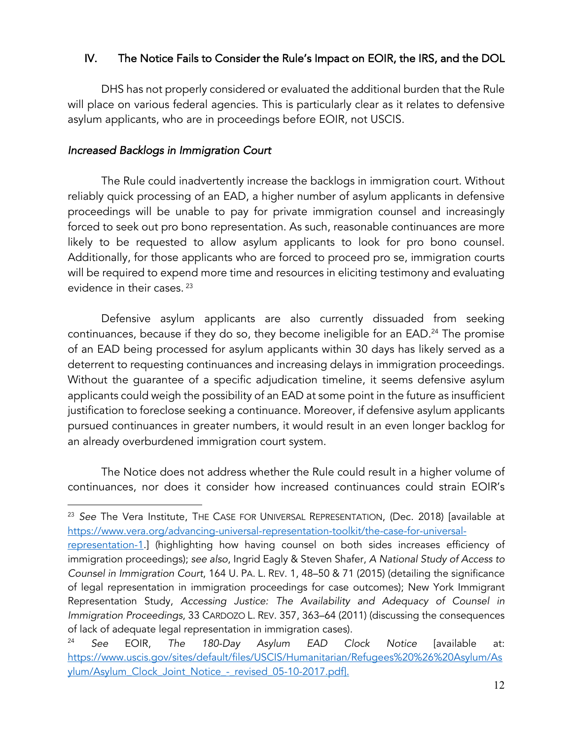## IV. The Notice Fails to Consider the Rule's Impact on EOIR, the IRS, and the DOL

DHS has not properly considered or evaluated the additional burden that the Rule will place on various federal agencies. This is particularly clear as it relates to defensive asylum applicants, who are in proceedings before EOIR, not USCIS.

### *Increased Backlogs in Immigration Court*

The Rule could inadvertently increase the backlogs in immigration court. Without reliably quick processing of an EAD, a higher number of asylum applicants in defensive proceedings will be unable to pay for private immigration counsel and increasingly forced to seek out pro bono representation. As such, reasonable continuances are more likely to be requested to allow asylum applicants to look for pro bono counsel. Additionally, for those applicants who are forced to proceed pro se, immigration courts will be required to expend more time and resources in eliciting testimony and evaluating evidence in their cases. [23]

Defensive asylum applicants are also currently dissuaded from seeking continuances, because if they do so, they become ineligible for an EAD.[24] The promise of an EAD being processed for asylum applicants within 30 days has likely served as a deterrent to requesting continuances and increasing delays in immigration proceedings. Without the guarantee of a specific adjudication timeline, it seems defensive asylum applicants could weigh the possibility of an EAD at some point in the future as insufficient justification to foreclose seeking a continuance. Moreover, if defensive asylum applicants pursued continuances in greater numbers, it would result in an even longer backlog for an already overburdened immigration court system.

The Notice does not address whether the Rule could result in a higher volume of continuances, nor does it consider how increased continuances could strain EOIR's

---

[23] *See* The Vera Institute, THE CASE FOR UNIVERSAL REPRESENTATION, (Dec. 2018) [available at https://www.vera.org/advancing-universal-representation-toolkit/the-case-for-universal-representation-1.] (highlighting how having counsel on both sides increases efficiency of immigration proceedings); *see also*, Ingrid Eagly & Steven Shafer, *A National Study of Access to Counsel in Immigration Court*, 164 U. PA. L. REV. 1, 48–50 & 71 (2015) (detailing the significance of legal representation in immigration proceedings for case outcomes); New York Immigrant Representation Study, *Accessing Justice: The Availability and Adequacy of Counsel in Immigration Proceedings*, 33 CARDOZO L. REV. 357, 363–64 (2011) (discussing the consequences of lack of adequate legal representation in immigration cases).

[24] *See* EOIR, *The 180-Day Asylum EAD Clock Notice* [available at: https://www.uscis.gov/sites/default/files/USCIS/Humanitarian/Refugees%20%26%20Asylum/Asylum/Asylum_Clock_Joint_Notice_-_revised_05-10-2017.pdf].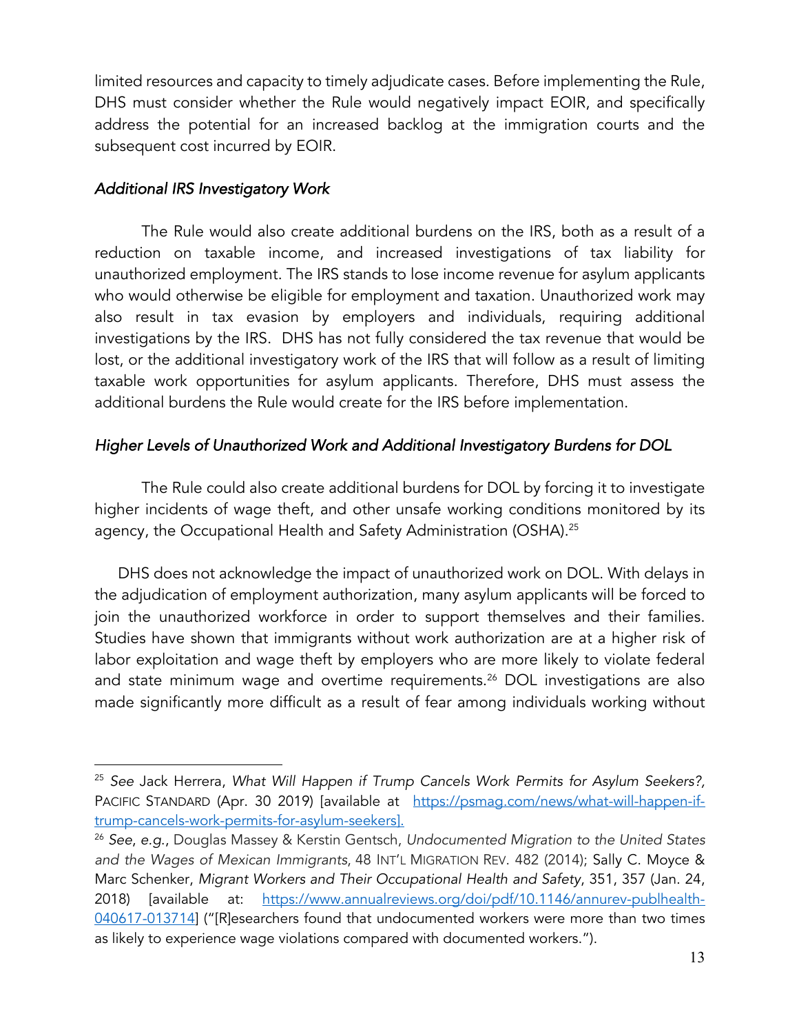limited resources and capacity to timely adjudicate cases. Before implementing the Rule, DHS must consider whether the Rule would negatively impact EOIR, and specifically address the potential for an increased backlog at the immigration courts and the subsequent cost incurred by EOIR.

*Additional IRS Investigatory Work*

The Rule would also create additional burdens on the IRS, both as a result of a reduction on taxable income, and increased investigations of tax liability for unauthorized employment. The IRS stands to lose income revenue for asylum applicants who would otherwise be eligible for employment and taxation. Unauthorized work may also result in tax evasion by employers and individuals, requiring additional investigations by the IRS. DHS has not fully considered the tax revenue that would be lost, or the additional investigatory work of the IRS that will follow as a result of limiting taxable work opportunities for asylum applicants. Therefore, DHS must assess the additional burdens the Rule would create for the IRS before implementation.

*Higher Levels of Unauthorized Work and Additional Investigatory Burdens for DOL*

The Rule could also create additional burdens for DOL by forcing it to investigate higher incidents of wage theft, and other unsafe working conditions monitored by its agency, the Occupational Health and Safety Administration (OSHA).[25]

DHS does not acknowledge the impact of unauthorized work on DOL. With delays in the adjudication of employment authorization, many asylum applicants will be forced to join the unauthorized workforce in order to support themselves and their families. Studies have shown that immigrants without work authorization are at a higher risk of labor exploitation and wage theft by employers who are more likely to violate federal and state minimum wage and overtime requirements.[26] DOL investigations are also made significantly more difficult as a result of fear among individuals working without

---

[25] *See* Jack Herrera, *What Will Happen if Trump Cancels Work Permits for Asylum Seekers?*, PACIFIC STANDARD (Apr. 30 2019) [available at https://psmag.com/news/what-will-happen-if-trump-cancels-work-permits-for-asylum-seekers].

[26] *See*, *e.g.*, Douglas Massey & Kerstin Gentsch, *Undocumented Migration to the United States and the Wages of Mexican Immigrants*, 48 INT'L MIGRATION REV. 482 (2014); Sally C. Moyce & Marc Schenker, *Migrant Workers and Their Occupational Health and Safety*, 351, 357 (Jan. 24, 2018) [available at: https://www.annualreviews.org/doi/pdf/10.1146/annurev-publhealth-040617-013714] ("[R]esearchers found that undocumented workers were more than two times as likely to experience wage violations compared with documented workers.").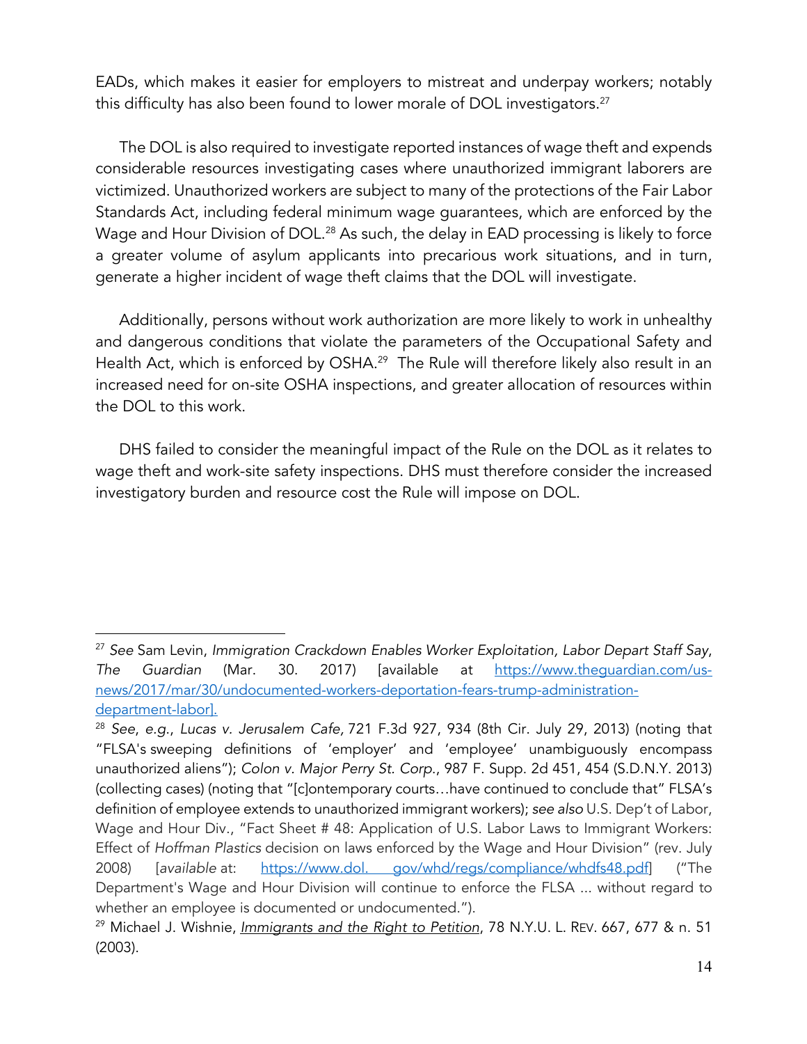EADs, which makes it easier for employers to mistreat and underpay workers; notably this difficulty has also been found to lower morale of DOL investigators.[27]

The DOL is also required to investigate reported instances of wage theft and expends considerable resources investigating cases where unauthorized immigrant laborers are victimized. Unauthorized workers are subject to many of the protections of the Fair Labor Standards Act, including federal minimum wage guarantees, which are enforced by the Wage and Hour Division of DOL.[28] As such, the delay in EAD processing is likely to force a greater volume of asylum applicants into precarious work situations, and in turn, generate a higher incident of wage theft claims that the DOL will investigate.

Additionally, persons without work authorization are more likely to work in unhealthy and dangerous conditions that violate the parameters of the Occupational Safety and Health Act, which is enforced by OSHA.[29] The Rule will therefore likely also result in an increased need for on-site OSHA inspections, and greater allocation of resources within the DOL to this work.

DHS failed to consider the meaningful impact of the Rule on the DOL as it relates to wage theft and work-site safety inspections. DHS must therefore consider the increased investigatory burden and resource cost the Rule will impose on DOL.

---

[27] *See* Sam Levin, *Immigration Crackdown Enables Worker Exploitation, Labor Depart Staff Say*, *The Guardian* (Mar. 30. 2017) [available at https://www.theguardian.com/us-news/2017/mar/30/undocumented-workers-deportation-fears-trump-administration-department-labor].

[28] *See*, *e.g.*, *Lucas v. Jerusalem Cafe,* 721 F.3d 927, 934 (8th Cir. July 29, 2013) (noting that "FLSA's sweeping definitions of 'employer' and 'employee' unambiguously encompass unauthorized aliens"); *Colon v. Major Perry St. Corp.*, 987 F. Supp. 2d 451, 454 (S.D.N.Y. 2013) (collecting cases) (noting that "[c]ontemporary courts…have continued to conclude that" FLSA's definition of employee extends to unauthorized immigrant workers); *see also* U.S. Dep't of Labor, Wage and Hour Div., "Fact Sheet # 48: Application of U.S. Labor Laws to Immigrant Workers: Effect of *Hoffman Plastics* decision on laws enforced by the Wage and Hour Division" (rev. July 2008) [*available* at: https://www.dol. gov/whd/regs/compliance/whdfs48.pdf] ("The Department's Wage and Hour Division will continue to enforce the FLSA ... without regard to whether an employee is documented or undocumented.").

[29] Michael J. Wishnie, *Immigrants and the Right to Petition*, 78 N.Y.U. L. REV. 667, 677 & n. 51 (2003).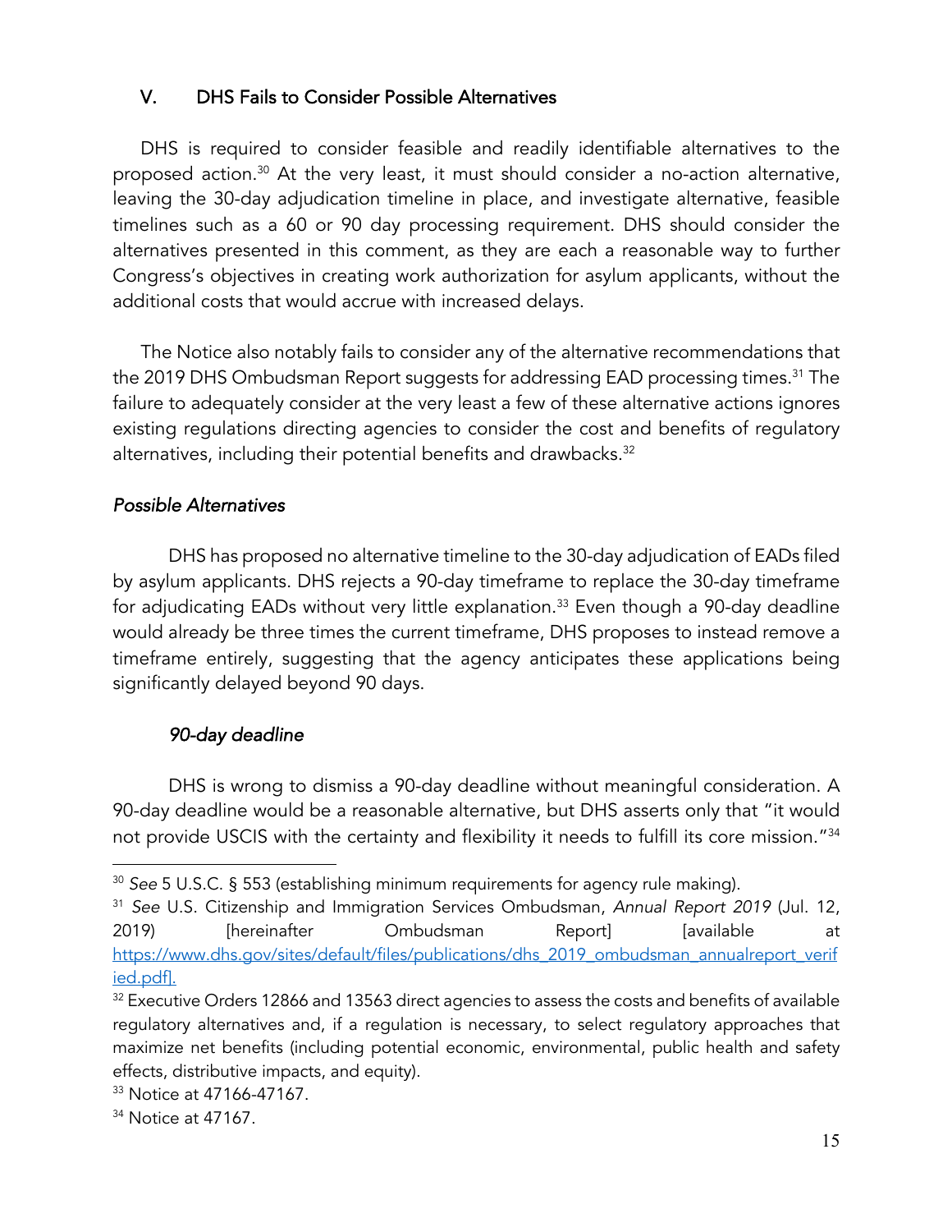## V. DHS Fails to Consider Possible Alternatives

DHS is required to consider feasible and readily identifiable alternatives to the proposed action.[30] At the very least, it must should consider a no-action alternative, leaving the 30-day adjudication timeline in place, and investigate alternative, feasible timelines such as a 60 or 90 day processing requirement. DHS should consider the alternatives presented in this comment, as they are each a reasonable way to further Congress's objectives in creating work authorization for asylum applicants, without the additional costs that would accrue with increased delays.

The Notice also notably fails to consider any of the alternative recommendations that the 2019 DHS Ombudsman Report suggests for addressing EAD processing times.[31] The failure to adequately consider at the very least a few of these alternative actions ignores existing regulations directing agencies to consider the cost and benefits of regulatory alternatives, including their potential benefits and drawbacks.[32]

### *Possible Alternatives*

DHS has proposed no alternative timeline to the 30-day adjudication of EADs filed by asylum applicants. DHS rejects a 90-day timeframe to replace the 30-day timeframe for adjudicating EADs without very little explanation.[33] Even though a 90-day deadline would already be three times the current timeframe, DHS proposes to instead remove a timeframe entirely, suggesting that the agency anticipates these applications being significantly delayed beyond 90 days.

#### *90-day deadline*

DHS is wrong to dismiss a 90-day deadline without meaningful consideration. A 90-day deadline would be a reasonable alternative, but DHS asserts only that "it would not provide USCIS with the certainty and flexibility it needs to fulfill its core mission."[34]

---

[30] *See* 5 U.S.C. § 553 (establishing minimum requirements for agency rule making).

[31] *See* U.S. Citizenship and Immigration Services Ombudsman, *Annual Report 2019* (Jul. 12, 2019) [hereinafter Ombudsman Report] [available at https://www.dhs.gov/sites/default/files/publications/dhs_2019_ombudsman_annualreport_verified.pdf].

[32] Executive Orders 12866 and 13563 direct agencies to assess the costs and benefits of available regulatory alternatives and, if a regulation is necessary, to select regulatory approaches that maximize net benefits (including potential economic, environmental, public health and safety effects, distributive impacts, and equity).

[33] Notice at 47166-47167.

[34] Notice at 47167.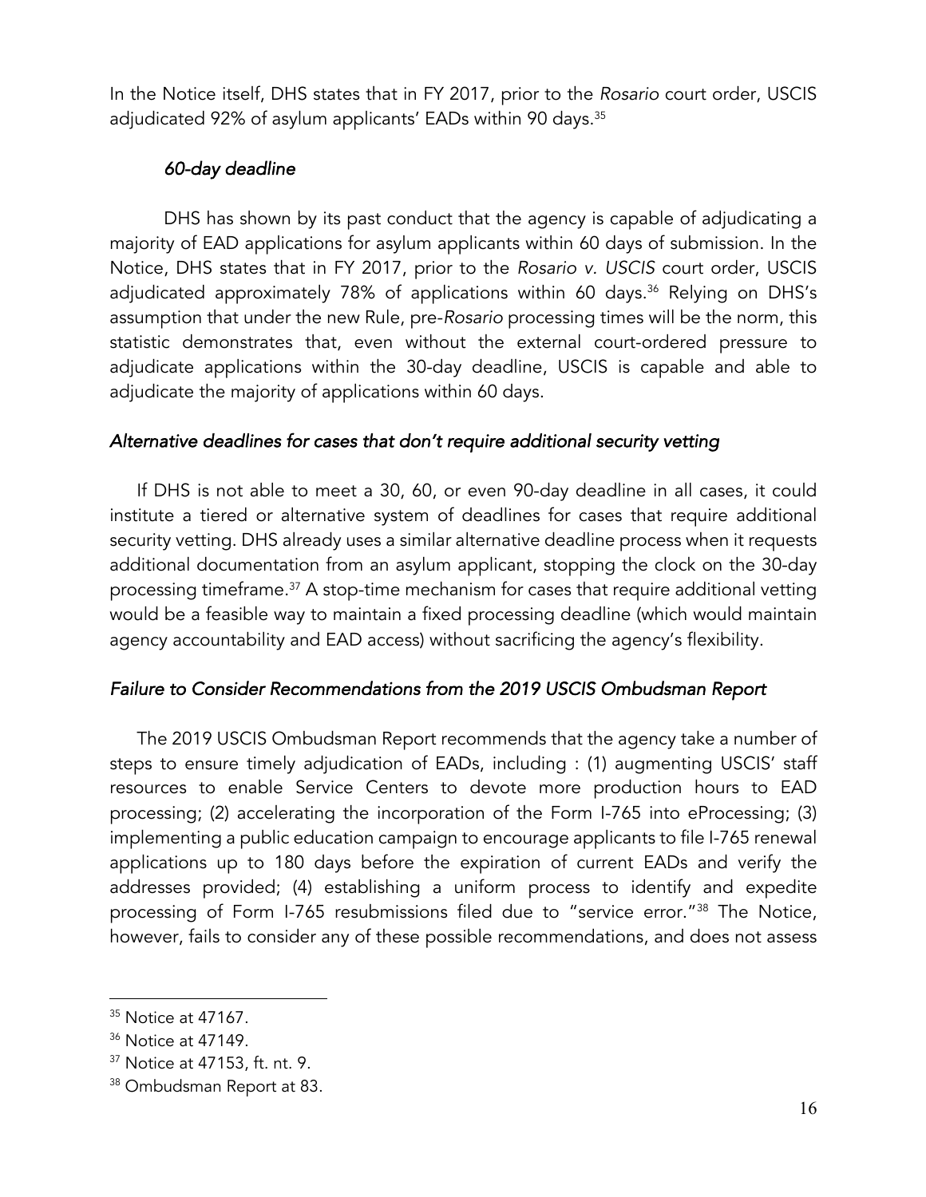In the Notice itself, DHS states that in FY 2017, prior to the *Rosario* court order, USCIS adjudicated 92% of asylum applicants' EADs within 90 days.[35]

### *60-day deadline*

DHS has shown by its past conduct that the agency is capable of adjudicating a majority of EAD applications for asylum applicants within 60 days of submission. In the Notice, DHS states that in FY 2017, prior to the *Rosario v. USCIS* court order, USCIS adjudicated approximately 78% of applications within 60 days.[36] Relying on DHS's assumption that under the new Rule, pre-*Rosario* processing times will be the norm, this statistic demonstrates that, even without the external court-ordered pressure to adjudicate applications within the 30-day deadline, USCIS is capable and able to adjudicate the majority of applications within 60 days.

### *Alternative deadlines for cases that don't require additional security vetting*

If DHS is not able to meet a 30, 60, or even 90-day deadline in all cases, it could institute a tiered or alternative system of deadlines for cases that require additional security vetting. DHS already uses a similar alternative deadline process when it requests additional documentation from an asylum applicant, stopping the clock on the 30-day processing timeframe.[37] A stop-time mechanism for cases that require additional vetting would be a feasible way to maintain a fixed processing deadline (which would maintain agency accountability and EAD access) without sacrificing the agency's flexibility.

### *Failure to Consider Recommendations from the 2019 USCIS Ombudsman Report*

The 2019 USCIS Ombudsman Report recommends that the agency take a number of steps to ensure timely adjudication of EADs, including : (1) augmenting USCIS' staff resources to enable Service Centers to devote more production hours to EAD processing; (2) accelerating the incorporation of the Form I-765 into eProcessing; (3) implementing a public education campaign to encourage applicants to file I-765 renewal applications up to 180 days before the expiration of current EADs and verify the addresses provided; (4) establishing a uniform process to identify and expedite processing of Form I-765 resubmissions filed due to "service error."[38] The Notice, however, fails to consider any of these possible recommendations, and does not assess

---

[35] Notice at 47167.

[36] Notice at 47149.

[37] Notice at 47153, ft. nt. 9.

[38] Ombudsman Report at 83.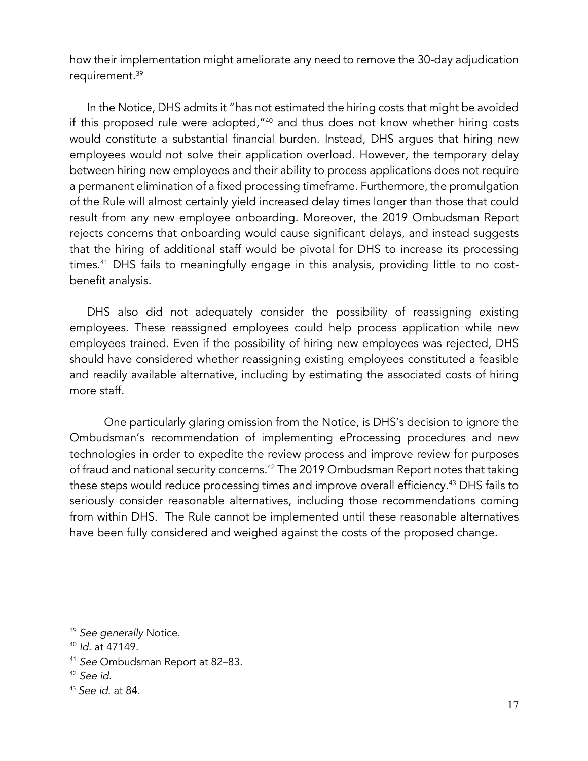how their implementation might ameliorate any need to remove the 30-day adjudication requirement.[39]

In the Notice, DHS admits it "has not estimated the hiring costs that might be avoided if this proposed rule were adopted,"[40] and thus does not know whether hiring costs would constitute a substantial financial burden. Instead, DHS argues that hiring new employees would not solve their application overload. However, the temporary delay between hiring new employees and their ability to process applications does not require a permanent elimination of a fixed processing timeframe. Furthermore, the promulgation of the Rule will almost certainly yield increased delay times longer than those that could result from any new employee onboarding. Moreover, the 2019 Ombudsman Report rejects concerns that onboarding would cause significant delays, and instead suggests that the hiring of additional staff would be pivotal for DHS to increase its processing times.[41] DHS fails to meaningfully engage in this analysis, providing little to no cost-benefit analysis.

DHS also did not adequately consider the possibility of reassigning existing employees. These reassigned employees could help process application while new employees trained. Even if the possibility of hiring new employees was rejected, DHS should have considered whether reassigning existing employees constituted a feasible and readily available alternative, including by estimating the associated costs of hiring more staff.

One particularly glaring omission from the Notice, is DHS's decision to ignore the Ombudsman's recommendation of implementing eProcessing procedures and new technologies in order to expedite the review process and improve review for purposes of fraud and national security concerns.[42] The 2019 Ombudsman Report notes that taking these steps would reduce processing times and improve overall efficiency.[43] DHS fails to seriously consider reasonable alternatives, including those recommendations coming from within DHS. The Rule cannot be implemented until these reasonable alternatives have been fully considered and weighed against the costs of the proposed change.

---

[39] *See generally* Notice.

[40] *Id.* at 47149.

[41] *See* Ombudsman Report at 82–83.

[42] *See id.*

[43] *See id.* at 84.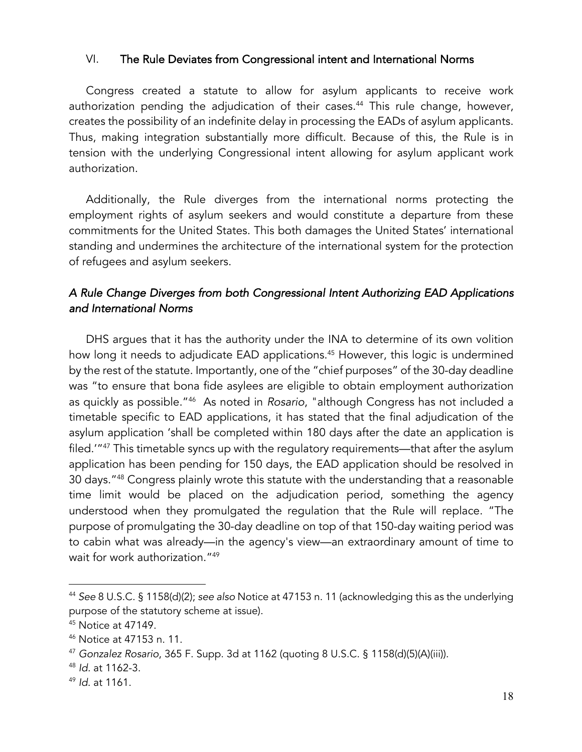## VI. The Rule Deviates from Congressional intent and International Norms

Congress created a statute to allow for asylum applicants to receive work authorization pending the adjudication of their cases.[44] This rule change, however, creates the possibility of an indefinite delay in processing the EADs of asylum applicants. Thus, making integration substantially more difficult. Because of this, the Rule is in tension with the underlying Congressional intent allowing for asylum applicant work authorization.

Additionally, the Rule diverges from the international norms protecting the employment rights of asylum seekers and would constitute a departure from these commitments for the United States. This both damages the United States' international standing and undermines the architecture of the international system for the protection of refugees and asylum seekers.

### *A Rule Change Diverges from both Congressional Intent Authorizing EAD Applications and International Norms*

DHS argues that it has the authority under the INA to determine of its own volition how long it needs to adjudicate EAD applications.[45] However, this logic is undermined by the rest of the statute. Importantly, one of the "chief purposes" of the 30-day deadline was "to ensure that bona fide asylees are eligible to obtain employment authorization as quickly as possible."[46] As noted in *Rosario*, "although Congress has not included a timetable specific to EAD applications, it has stated that the final adjudication of the asylum application 'shall be completed within 180 days after the date an application is filed.'"[47] This timetable syncs up with the regulatory requirements—that after the asylum application has been pending for 150 days, the EAD application should be resolved in 30 days."[48] Congress plainly wrote this statute with the understanding that a reasonable time limit would be placed on the adjudication period, something the agency understood when they promulgated the regulation that the Rule will replace. "The purpose of promulgating the 30-day deadline on top of that 150-day waiting period was to cabin what was already—in the agency's view—an extraordinary amount of time to wait for work authorization."[49]

---

[44] *See* 8 U.S.C. § 1158(d)(2); *see also* Notice at 47153 n. 11 (acknowledging this as the underlying purpose of the statutory scheme at issue).

[45] Notice at 47149.

[46] Notice at 47153 n. 11.

[47] *Gonzalez Rosario*, 365 F. Supp. 3d at 1162 (quoting 8 U.S.C. § 1158(d)(5)(A)(iii)).

[48] *Id.* at 1162-3.

[49] *Id.* at 1161.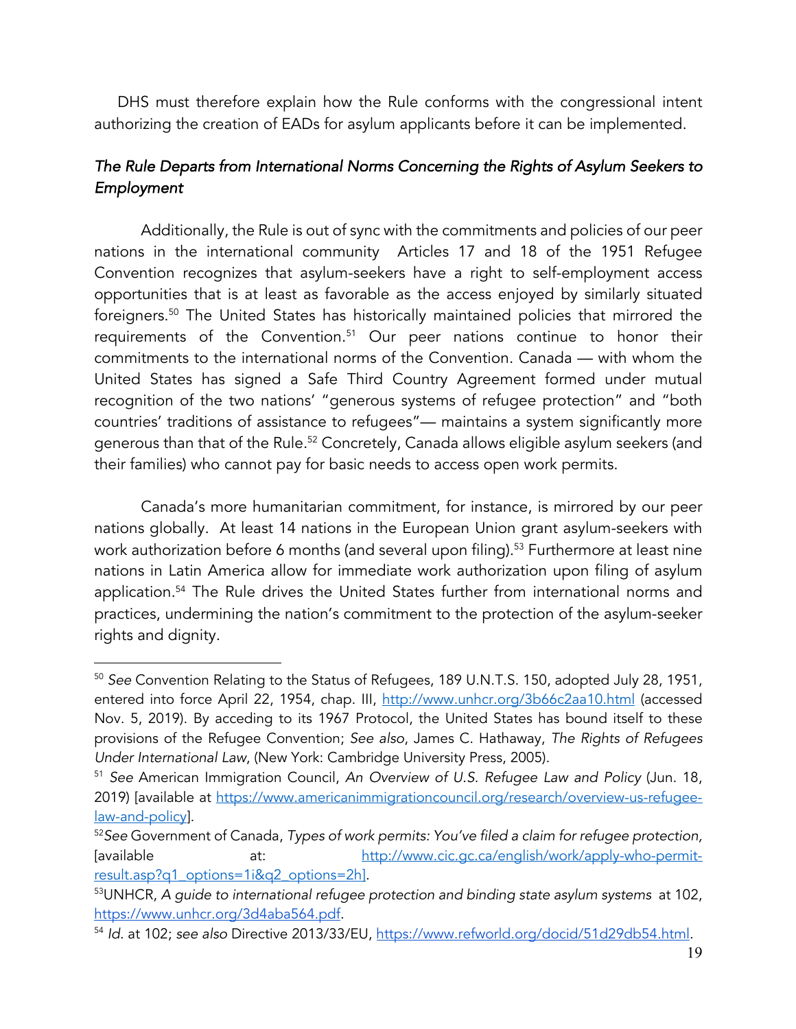DHS must therefore explain how the Rule conforms with the congressional intent authorizing the creation of EADs for asylum applicants before it can be implemented.

### *The Rule Departs from International Norms Concerning the Rights of Asylum Seekers to Employment*

Additionally, the Rule is out of sync with the commitments and policies of our peer nations in the international community Articles 17 and 18 of the 1951 Refugee Convention recognizes that asylum-seekers have a right to self-employment access opportunities that is at least as favorable as the access enjoyed by similarly situated foreigners.[50] The United States has historically maintained policies that mirrored the requirements of the Convention.[51] Our peer nations continue to honor their commitments to the international norms of the Convention. Canada — with whom the United States has signed a Safe Third Country Agreement formed under mutual recognition of the two nations' "generous systems of refugee protection" and "both countries' traditions of assistance to refugees"— maintains a system significantly more generous than that of the Rule.[52] Concretely, Canada allows eligible asylum seekers (and their families) who cannot pay for basic needs to access open work permits.

Canada's more humanitarian commitment, for instance, is mirrored by our peer nations globally. At least 14 nations in the European Union grant asylum-seekers with work authorization before 6 months (and several upon filing).[53] Furthermore at least nine nations in Latin America allow for immediate work authorization upon filing of asylum application.[54] The Rule drives the United States further from international norms and practices, undermining the nation's commitment to the protection of the asylum-seeker rights and dignity.

---

[50] *See* Convention Relating to the Status of Refugees, 189 U.N.T.S. 150, adopted July 28, 1951, entered into force April 22, 1954, chap. III, http://www.unhcr.org/3b66c2aa10.html (accessed Nov. 5, 2019). By acceding to its 1967 Protocol, the United States has bound itself to these provisions of the Refugee Convention; *See also*, James C. Hathaway, *The Rights of Refugees Under International Law*, (New York: Cambridge University Press, 2005).

[51] *See* American Immigration Council, *An Overview of U.S. Refugee Law and Policy* (Jun. 18, 2019) [available at https://www.americanimmigrationcouncil.org/research/overview-us-refugee-law-and-policy].

[52] *See* Government of Canada, *Types of work permits: You've filed a claim for refugee protection,* [available at: http://www.cic.gc.ca/english/work/apply-who-permit-result.asp?q1_options=1i&q2_options=2h].

[53] UNHCR, *A guide to international refugee protection and binding state asylum systems* at 102, https://www.unhcr.org/3d4aba564.pdf.

[54] *Id.* at 102; *see also* Directive 2013/33/EU, https://www.refworld.org/docid/51d29db54.html.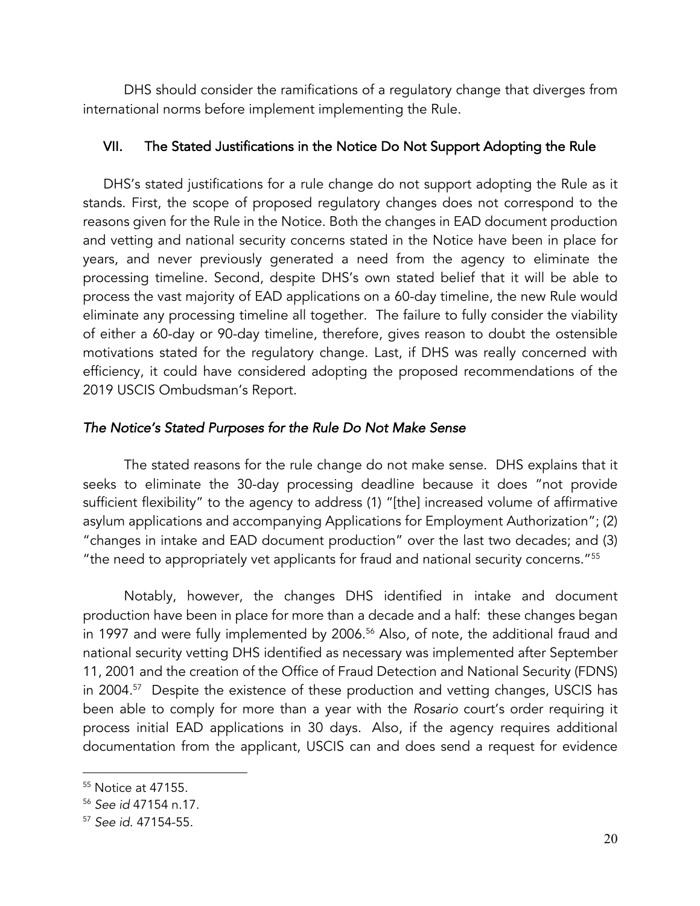DHS should consider the ramifications of a regulatory change that diverges from international norms before implement implementing the Rule.

## VII. The Stated Justifications in the Notice Do Not Support Adopting the Rule

DHS's stated justifications for a rule change do not support adopting the Rule as it stands. First, the scope of proposed regulatory changes does not correspond to the reasons given for the Rule in the Notice. Both the changes in EAD document production and vetting and national security concerns stated in the Notice have been in place for years, and never previously generated a need from the agency to eliminate the processing timeline. Second, despite DHS's own stated belief that it will be able to process the vast majority of EAD applications on a 60-day timeline, the new Rule would eliminate any processing timeline all together. The failure to fully consider the viability of either a 60-day or 90-day timeline, therefore, gives reason to doubt the ostensible motivations stated for the regulatory change. Last, if DHS was really concerned with efficiency, it could have considered adopting the proposed recommendations of the 2019 USCIS Ombudsman's Report.

### *The Notice's Stated Purposes for the Rule Do Not Make Sense*

The stated reasons for the rule change do not make sense. DHS explains that it seeks to eliminate the 30-day processing deadline because it does "not provide sufficient flexibility" to the agency to address (1) "[the] increased volume of affirmative asylum applications and accompanying Applications for Employment Authorization"; (2) "changes in intake and EAD document production" over the last two decades; and (3) "the need to appropriately vet applicants for fraud and national security concerns."[55]

Notably, however, the changes DHS identified in intake and document production have been in place for more than a decade and a half: these changes began in 1997 and were fully implemented by 2006.[56] Also, of note, the additional fraud and national security vetting DHS identified as necessary was implemented after September 11, 2001 and the creation of the Office of Fraud Detection and National Security (FDNS) in 2004.[57] Despite the existence of these production and vetting changes, USCIS has been able to comply for more than a year with the *Rosario* court's order requiring it process initial EAD applications in 30 days. Also, if the agency requires additional documentation from the applicant, USCIS can and does send a request for evidence

---

[55] Notice at 47155.

[56] *See id* 47154 n.17.

[57] *See id.* 47154-55.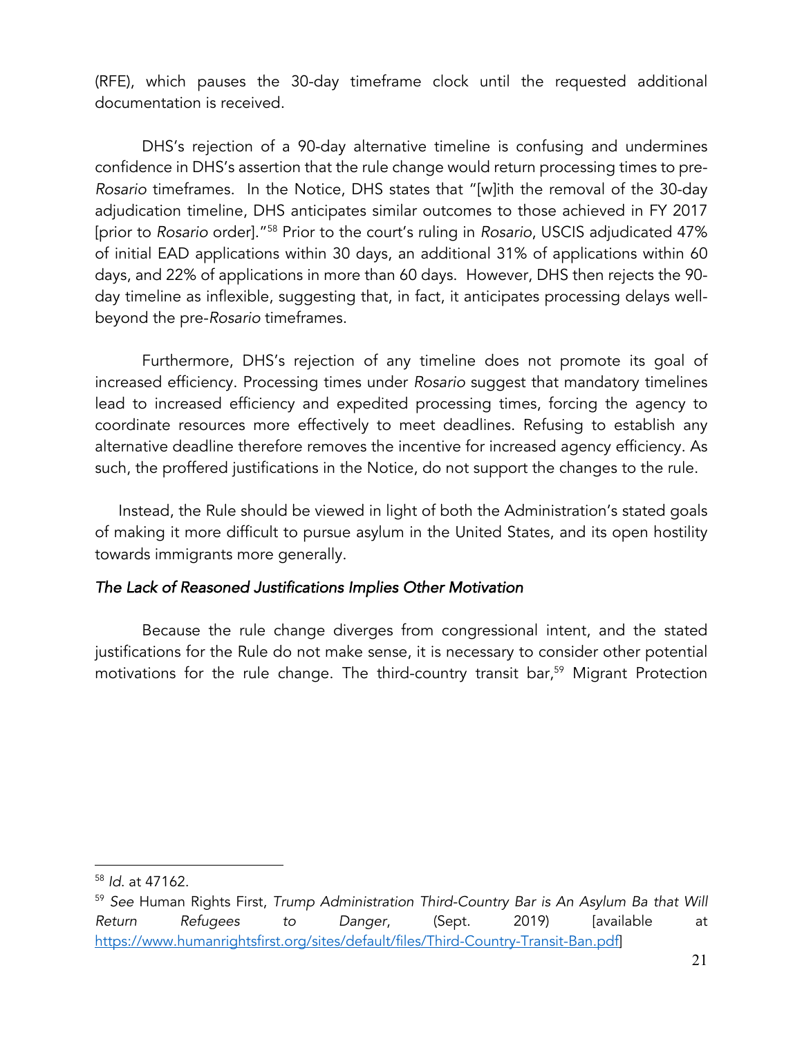(RFE), which pauses the 30-day timeframe clock until the requested additional documentation is received.

DHS's rejection of a 90-day alternative timeline is confusing and undermines confidence in DHS's assertion that the rule change would return processing times to pre-*Rosario* timeframes. In the Notice, DHS states that "[w]ith the removal of the 30-day adjudication timeline, DHS anticipates similar outcomes to those achieved in FY 2017 [prior to *Rosario* order]."[58] Prior to the court's ruling in *Rosario*, USCIS adjudicated 47% of initial EAD applications within 30 days, an additional 31% of applications within 60 days, and 22% of applications in more than 60 days. However, DHS then rejects the 90-day timeline as inflexible, suggesting that, in fact, it anticipates processing delays well-beyond the pre-*Rosario* timeframes.

Furthermore, DHS's rejection of any timeline does not promote its goal of increased efficiency. Processing times under *Rosario* suggest that mandatory timelines lead to increased efficiency and expedited processing times, forcing the agency to coordinate resources more effectively to meet deadlines. Refusing to establish any alternative deadline therefore removes the incentive for increased agency efficiency. As such, the proffered justifications in the Notice, do not support the changes to the rule.

Instead, the Rule should be viewed in light of both the Administration's stated goals of making it more difficult to pursue asylum in the United States, and its open hostility towards immigrants more generally.

*The Lack of Reasoned Justifications Implies Other Motivation*

Because the rule change diverges from congressional intent, and the stated justifications for the Rule do not make sense, it is necessary to consider other potential motivations for the rule change. The third-country transit bar,[59] Migrant Protection

---

[58] *Id.* at 47162.

[59] *See* Human Rights First, *Trump Administration Third-Country Bar is An Asylum Ba that Will Return Refugees to Danger*, (Sept. 2019) [available at https://www.humanrightsfirst.org/sites/default/files/Third-Country-Transit-Ban.pdf]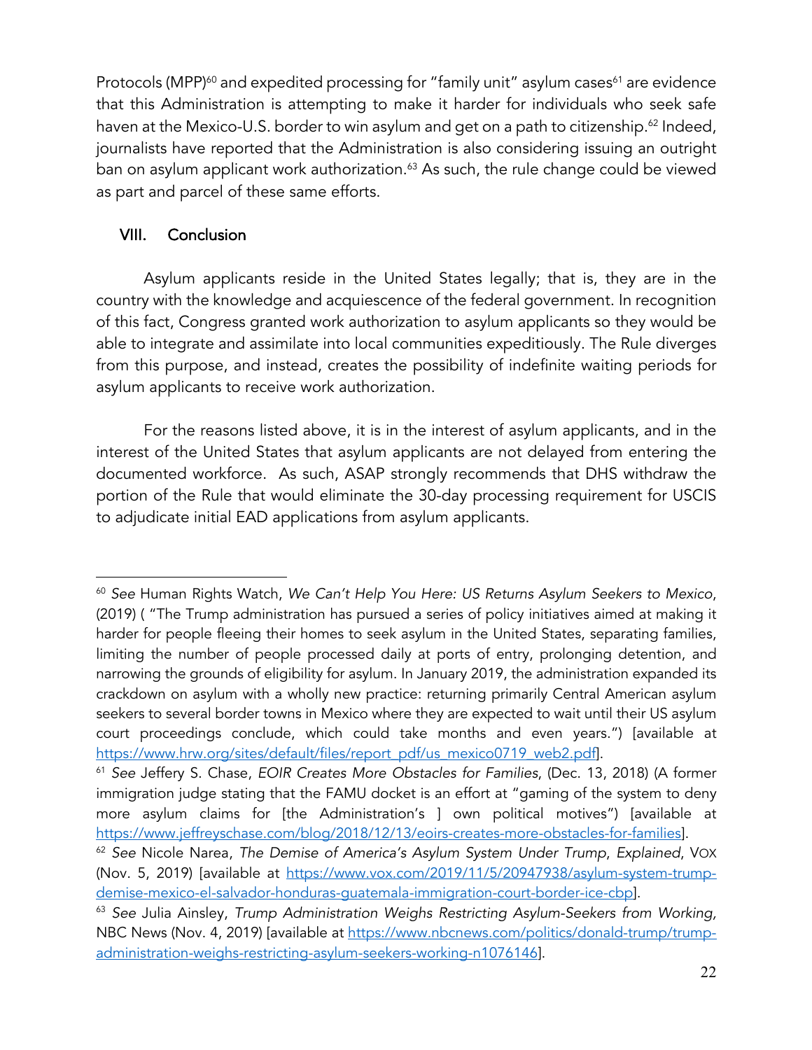Protocols (MPP)[60] and expedited processing for "family unit" asylum cases[61] are evidence that this Administration is attempting to make it harder for individuals who seek safe haven at the Mexico-U.S. border to win asylum and get on a path to citizenship.[62] Indeed, journalists have reported that the Administration is also considering issuing an outright ban on asylum applicant work authorization.[63] As such, the rule change could be viewed as part and parcel of these same efforts.

## VIII. Conclusion

Asylum applicants reside in the United States legally; that is, they are in the country with the knowledge and acquiescence of the federal government. In recognition of this fact, Congress granted work authorization to asylum applicants so they would be able to integrate and assimilate into local communities expeditiously. The Rule diverges from this purpose, and instead, creates the possibility of indefinite waiting periods for asylum applicants to receive work authorization.

For the reasons listed above, it is in the interest of asylum applicants, and in the interest of the United States that asylum applicants are not delayed from entering the documented workforce. As such, ASAP strongly recommends that DHS withdraw the portion of the Rule that would eliminate the 30-day processing requirement for USCIS to adjudicate initial EAD applications from asylum applicants.

---

[60] *See* Human Rights Watch, *We Can't Help You Here: US Returns Asylum Seekers to Mexico*, (2019) ( "The Trump administration has pursued a series of policy initiatives aimed at making it harder for people fleeing their homes to seek asylum in the United States, separating families, limiting the number of people processed daily at ports of entry, prolonging detention, and narrowing the grounds of eligibility for asylum. In January 2019, the administration expanded its crackdown on asylum with a wholly new practice: returning primarily Central American asylum seekers to several border towns in Mexico where they are expected to wait until their US asylum court proceedings conclude, which could take months and even years.") [available at https://www.hrw.org/sites/default/files/report_pdf/us_mexico0719_web2.pdf].

[61] *See* Jeffery S. Chase, *EOIR Creates More Obstacles for Families*, (Dec. 13, 2018) (A former immigration judge stating that the FAMU docket is an effort at "gaming of the system to deny more asylum claims for [the Administration's ] own political motives") [available at https://www.jeffreyschase.com/blog/2018/12/13/eoirs-creates-more-obstacles-for-families].

[62] *See* Nicole Narea, *The Demise of America's Asylum System Under Trump, Explained*, VOX (Nov. 5, 2019) [available at https://www.vox.com/2019/11/5/20947938/asylum-system-trump-demise-mexico-el-salvador-honduras-guatemala-immigration-court-border-ice-cbp].

[63] *See* Julia Ainsley, *Trump Administration Weighs Restricting Asylum-Seekers from Working*, NBC News (Nov. 4, 2019) [available at https://www.nbcnews.com/politics/donald-trump/trump-administration-weighs-restricting-asylum-seekers-working-n1076146].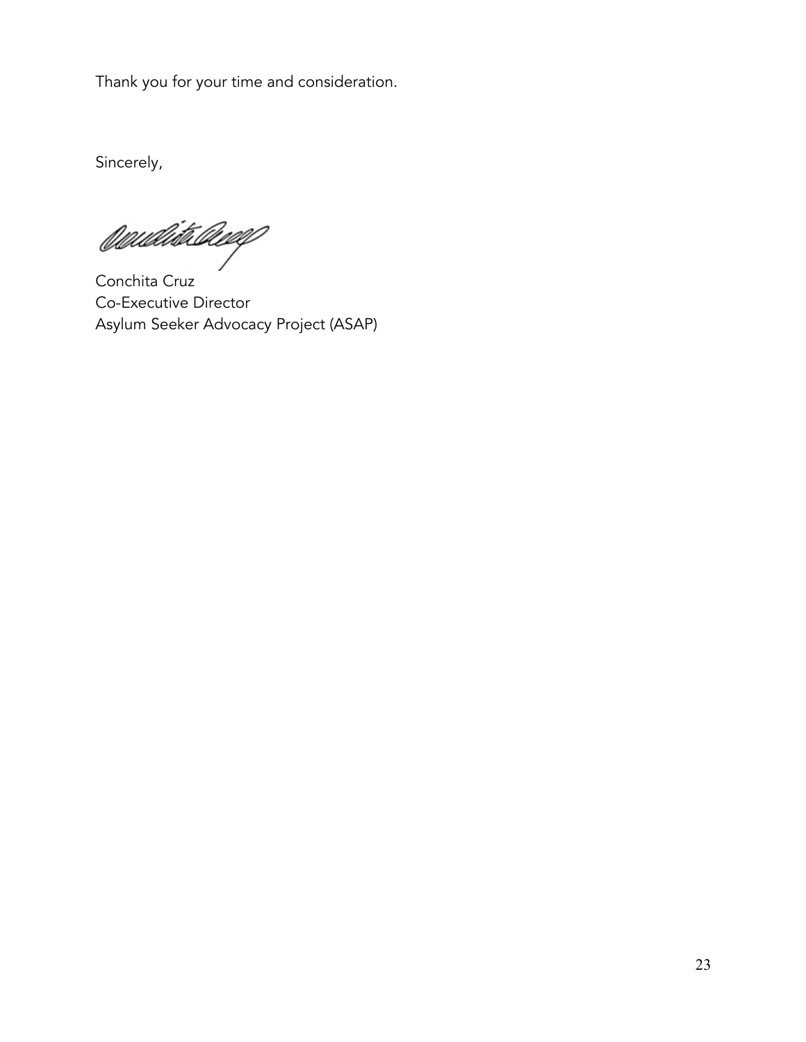Thank you for your time and consideration.

Sincerely,

Conchita Cruz
Co-Executive Director
Asylum Seeker Advocacy Project (ASAP)